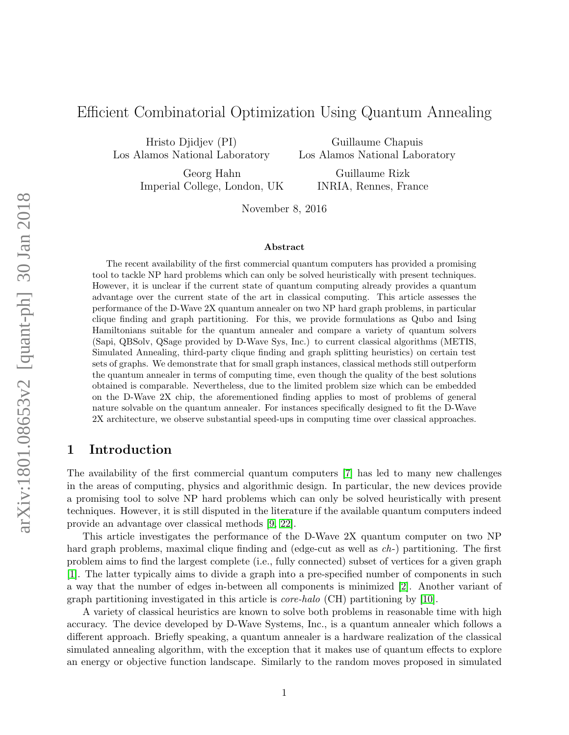# Efficient Combinatorial Optimization Using Quantum Annealing

Hristo Djidjev (PI)
Los Alamos National Laboratory

Guillaume Chapuis
Los Alamos National Laboratory

Georg Hahn
Imperial College, London, UK

Guillaume Rizk
INRIA, Rennes, France

November 8, 2016

### Abstract

The recent availability of the first commercial quantum computers has provided a promising tool to tackle NP hard problems which can only be solved heuristically with present techniques. However, it is unclear if the current state of quantum computing already provides a quantum advantage over the current state of the art in classical computing. This article assesses the performance of the D-Wave 2X quantum annealer on two NP hard graph problems, in particular clique finding and graph partitioning. For this, we provide formulations as Qubo and Ising Hamiltonians suitable for the quantum annealer and compare a variety of quantum solvers (Sapi, QBSolv, QSage provided by D-Wave Sys, Inc.) to current classical algorithms (METIS, Simulated Annealing, third-party clique finding and graph splitting heuristics) on certain test sets of graphs. We demonstrate that for small graph instances, classical methods still outperform the quantum annealer in terms of computing time, even though the quality of the best solutions obtained is comparable. Nevertheless, due to the limited problem size which can be embedded on the D-Wave 2X chip, the aforementioned finding applies to most of problems of general nature solvable on the quantum annealer. For instances specifically designed to fit the D-Wave 2X architecture, we observe substantial speed-ups in computing time over classical approaches.

## 1 Introduction

The availability of the first commercial quantum computers [7] has led to many new challenges in the areas of computing, physics and algorithmic design. In particular, the new devices provide a promising tool to solve NP hard problems which can only be solved heuristically with present techniques. However, it is still disputed in the literature if the available quantum computers indeed provide an advantage over classical methods [9, 22].

This article investigates the performance of the D-Wave 2X quantum computer on two NP hard graph problems, maximal clique finding and (edge-cut as well as *ch*-) partitioning. The first problem aims to find the largest complete (i.e., fully connected) subset of vertices for a given graph [1]. The latter typically aims to divide a graph into a pre-specified number of components in such a way that the number of edges in-between all components is minimized [2]. Another variant of graph partitioning investigated in this article is *core-halo* (CH) partitioning by [10].

A variety of classical heuristics are known to solve both problems in reasonable time with high accuracy. The device developed by D-Wave Systems, Inc., is a quantum annealer which follows a different approach. Briefly speaking, a quantum annealer is a hardware realization of the classical simulated annealing algorithm, with the exception that it makes use of quantum effects to explore an energy or objective function landscape. Similarly to the random moves proposed in simulated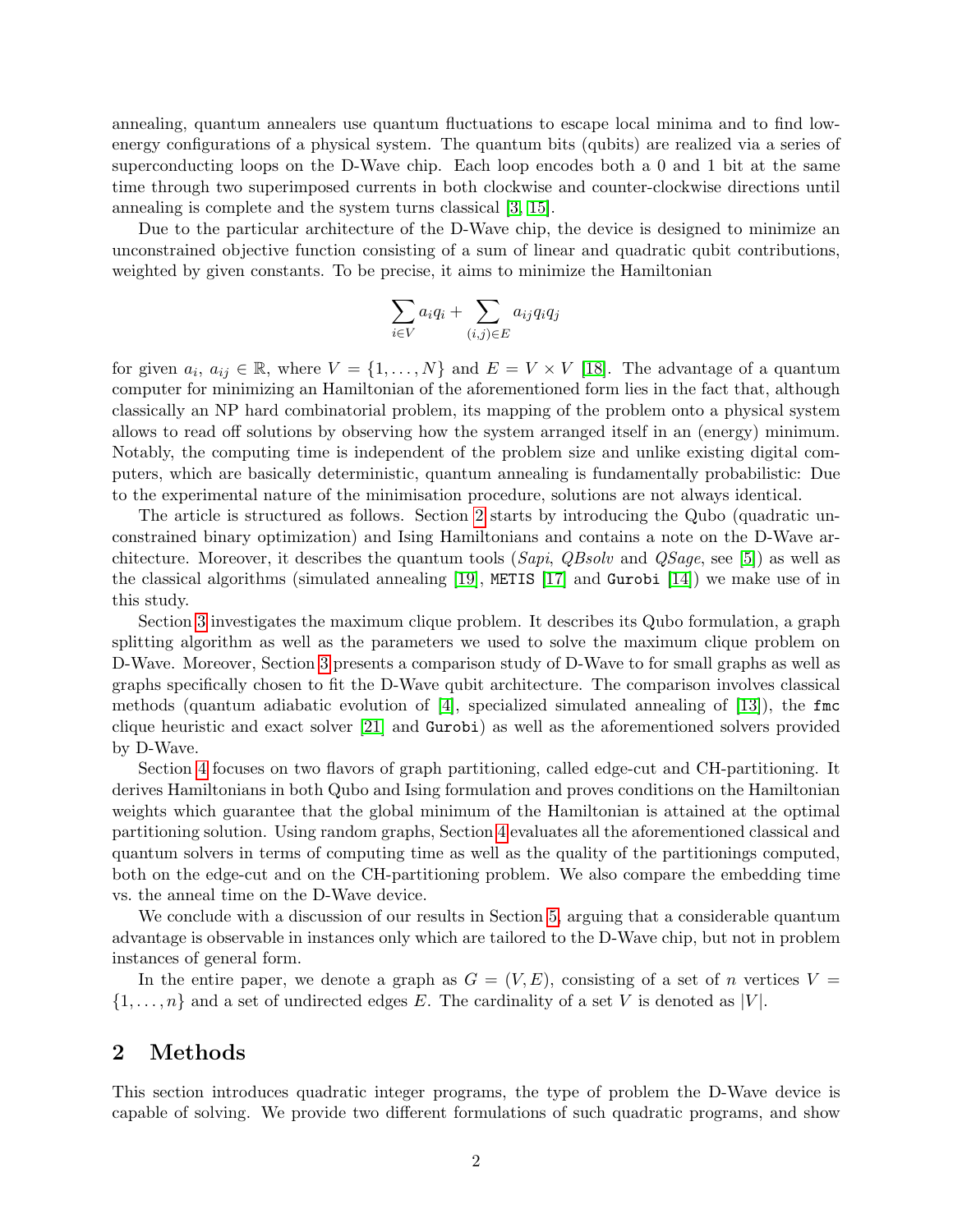annealing, quantum annealers use quantum fluctuations to escape local minima and to find low-energy configurations of a physical system. The quantum bits (qubits) are realized via a series of superconducting loops on the D-Wave chip. Each loop encodes both a 0 and 1 bit at the same time through two superimposed currents in both clockwise and counter-clockwise directions until annealing is complete and the system turns classical [3, 15].

Due to the particular architecture of the D-Wave chip, the device is designed to minimize an unconstrained objective function consisting of a sum of linear and quadratic qubit contributions, weighted by given constants. To be precise, it aims to minimize the Hamiltonian

$$\sum_{i \in V} a_i q_i + \sum_{(i,j) \in E} a_{ij} q_i q_j$$

for given $a_i$, $a_{ij} \in \mathbb{R}$, where $V = \{1, \ldots, N\}$ and $E = V \times V$ [18]. The advantage of a quantum computer for minimizing an Hamiltonian of the aforementioned form lies in the fact that, although classically an NP hard combinatorial problem, its mapping of the problem onto a physical system allows to read off solutions by observing how the system arranged itself in an (energy) minimum. Notably, the computing time is independent of the problem size and unlike existing digital computers, which are basically deterministic, quantum annealing is fundamentally probabilistic: Due to the experimental nature of the minimisation procedure, solutions are not always identical.

The article is structured as follows. Section 2 starts by introducing the Qubo (quadratic unconstrained binary optimization) and Ising Hamiltonians and contains a note on the D-Wave architecture. Moreover, it describes the quantum tools (*Sapi*, *QBsolv* and *QSage*, see [5]) as well as the classical algorithms (simulated annealing [19], `METIS` [17] and `Gurobi` [14]) we make use of in this study.

Section 3 investigates the maximum clique problem. It describes its Qubo formulation, a graph splitting algorithm as well as the parameters we used to solve the maximum clique problem on D-Wave. Moreover, Section 3 presents a comparison study of D-Wave to for small graphs as well as graphs specifically chosen to fit the D-Wave qubit architecture. The comparison involves classical methods (quantum adiabatic evolution of [4], specialized simulated annealing of [13]), the `fmc` clique heuristic and exact solver [21] and `Gurobi`) as well as the aforementioned solvers provided by D-Wave.

Section 4 focuses on two flavors of graph partitioning, called edge-cut and CH-partitioning. It derives Hamiltonians in both Qubo and Ising formulation and proves conditions on the Hamiltonian weights which guarantee that the global minimum of the Hamiltonian is attained at the optimal partitioning solution. Using random graphs, Section 4 evaluates all the aforementioned classical and quantum solvers in terms of computing time as well as the quality of the partitionings computed, both on the edge-cut and on the CH-partitioning problem. We also compare the embedding time vs. the anneal time on the D-Wave device.

We conclude with a discussion of our results in Section 5, arguing that a considerable quantum advantage is observable in instances only which are tailored to the D-Wave chip, but not in problem instances of general form.

In the entire paper, we denote a graph as $G = (V, E)$, consisting of a set of $n$ vertices $V = \{1, \ldots, n\}$ and a set of undirected edges $E$. The cardinality of a set $V$ is denoted as $|V|$.

## 2 Methods

This section introduces quadratic integer programs, the type of problem the D-Wave device is capable of solving. We provide two different formulations of such quadratic programs, and show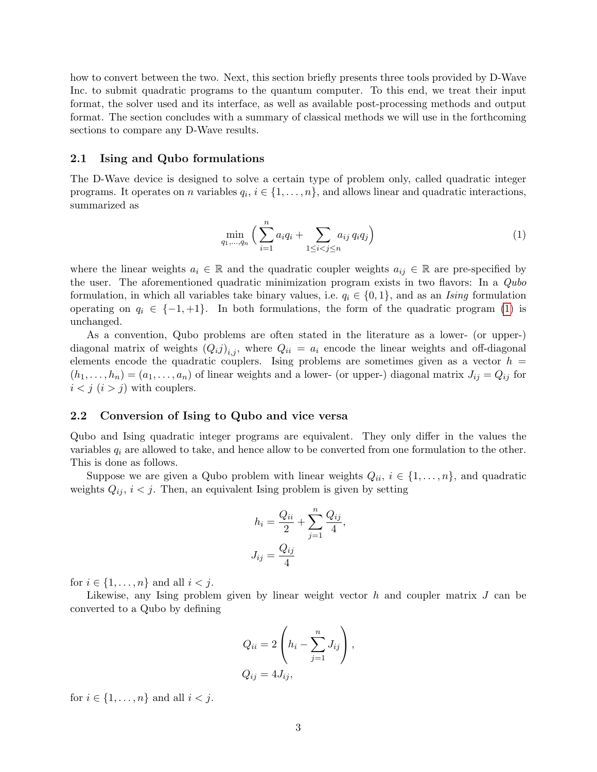how to convert between the two. Next, this section briefly presents three tools provided by D-Wave Inc. to submit quadratic programs to the quantum computer. To this end, we treat their input format, the solver used and its interface, as well as available post-processing methods and output format. The section concludes with a summary of classical methods we will use in the forthcoming sections to compare any D-Wave results.

## 2.1 Ising and Qubo formulations

The D-Wave device is designed to solve a certain type of problem only, called quadratic integer programs. It operates on $n$ variables $q_i$, $i \in \{1, \dots, n\}$, and allows linear and quadratic interactions, summarized as

$$\min_{q_1,\dots,q_n} \Big( \sum_{i=1}^{n} a_i q_i + \sum_{1 \le i < j \le n} a_{ij}\, q_i q_j \Big) \tag{1}$$

where the linear weights $a_i \in \mathbb{R}$ and the quadratic coupler weights $a_{ij} \in \mathbb{R}$ are pre-specified by the user. The aforementioned quadratic minimization program exists in two flavors: In a *Qubo* formulation, in which all variables take binary values, i.e. $q_i \in \{0, 1\}$, and as an *Ising* formulation operating on $q_i \in \{-1, +1\}$. In both formulations, the form of the quadratic program (1) is unchanged.

As a convention, Qubo problems are often stated in the literature as a lower- (or upper-) diagonal matrix of weights $(Q_ij)_{i,j}$, where $Q_{ii} = a_i$ encode the linear weights and off-diagonal elements encode the quadratic couplers. Ising problems are sometimes given as a vector $h = (h_1, \dots, h_n) = (a_1, \dots, a_n)$ of linear weights and a lower- (or upper-) diagonal matrix $J_{ij} = Q_{ij}$ for $i < j$ ($i > j$) with couplers.

## 2.2 Conversion of Ising to Qubo and vice versa

Qubo and Ising quadratic integer programs are equivalent. They only differ in the values the variables $q_i$ are allowed to take, and hence allow to be converted from one formulation to the other. This is done as follows.

Suppose we are given a Qubo problem with linear weights $Q_{ii}$, $i \in \{1, \dots, n\}$, and quadratic weights $Q_{ij}$, $i < j$. Then, an equivalent Ising problem is given by setting

$$h_i = \frac{Q_{ii}}{2} + \sum_{j=1}^{n} \frac{Q_{ij}}{4},$$
$$J_{ij} = \frac{Q_{ij}}{4}$$

for $i \in \{1, \dots, n\}$ and all $i < j$.

Likewise, any Ising problem given by linear weight vector $h$ and coupler matrix $J$ can be converted to a Qubo by defining

$$Q_{ii} = 2\left( h_i - \sum_{j=1}^{n} J_{ij} \right),$$
$$Q_{ij} = 4 J_{ij},$$

for $i \in \{1, \dots, n\}$ and all $i < j$.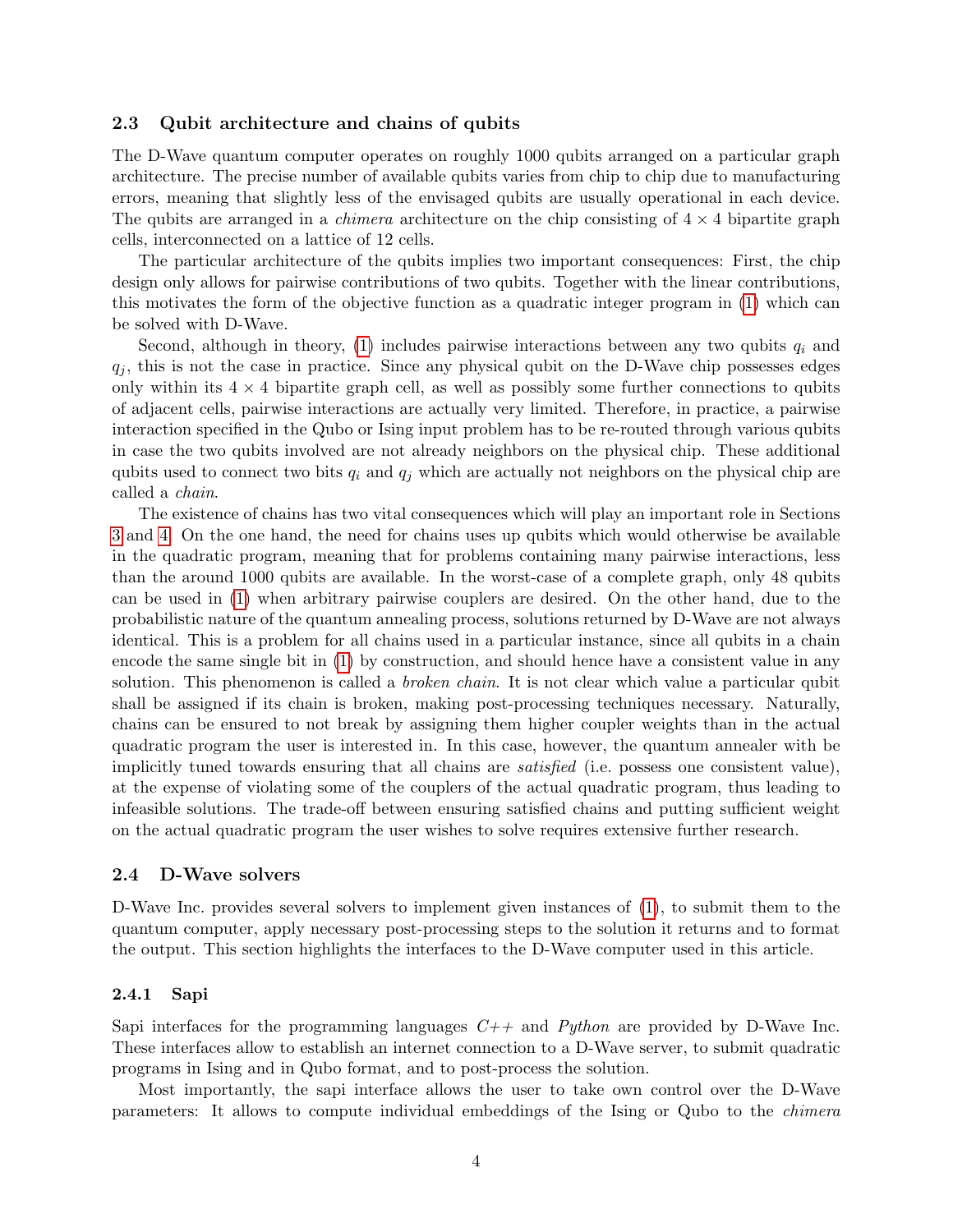### 2.3 Qubit architecture and chains of qubits

The D-Wave quantum computer operates on roughly 1000 qubits arranged on a particular graph architecture. The precise number of available qubits varies from chip to chip due to manufacturing errors, meaning that slightly less of the envisaged qubits are usually operational in each device. The qubits are arranged in a *chimera* architecture on the chip consisting of $4 \times 4$ bipartite graph cells, interconnected on a lattice of 12 cells.

The particular architecture of the qubits implies two important consequences: First, the chip design only allows for pairwise contributions of two qubits. Together with the linear contributions, this motivates the form of the objective function as a quadratic integer program in (1) which can be solved with D-Wave.

Second, although in theory, (1) includes pairwise interactions between any two qubits $q_i$ and $q_j$, this is not the case in practice. Since any physical qubit on the D-Wave chip possesses edges only within its $4 \times 4$ bipartite graph cell, as well as possibly some further connections to qubits of adjacent cells, pairwise interactions are actually very limited. Therefore, in practice, a pairwise interaction specified in the Qubo or Ising input problem has to be re-routed through various qubits in case the two qubits involved are not already neighbors on the physical chip. These additional qubits used to connect two bits $q_i$ and $q_j$ which are actually not neighbors on the physical chip are called a *chain*.

The existence of chains has two vital consequences which will play an important role in Sections 3 and 4. On the one hand, the need for chains uses up qubits which would otherwise be available in the quadratic program, meaning that for problems containing many pairwise interactions, less than the around 1000 qubits are available. In the worst-case of a complete graph, only 48 qubits can be used in (1) when arbitrary pairwise couplers are desired. On the other hand, due to the probabilistic nature of the quantum annealing process, solutions returned by D-Wave are not always identical. This is a problem for all chains used in a particular instance, since all qubits in a chain encode the same single bit in (1) by construction, and should hence have a consistent value in any solution. This phenomenon is called a *broken chain*. It is not clear which value a particular qubit shall be assigned if its chain is broken, making post-processing techniques necessary. Naturally, chains can be ensured to not break by assigning them higher coupler weights than in the actual quadratic program the user is interested in. In this case, however, the quantum annealer with be implicitly tuned towards ensuring that all chains are *satisfied* (i.e. possess one consistent value), at the expense of violating some of the couplers of the actual quadratic program, thus leading to infeasible solutions. The trade-off between ensuring satisfied chains and putting sufficient weight on the actual quadratic program the user wishes to solve requires extensive further research.

### 2.4 D-Wave solvers

D-Wave Inc. provides several solvers to implement given instances of (1), to submit them to the quantum computer, apply necessary post-processing steps to the solution it returns and to format the output. This section highlights the interfaces to the D-Wave computer used in this article.

#### 2.4.1 Sapi

Sapi interfaces for the programming languages *C++* and *Python* are provided by D-Wave Inc. These interfaces allow to establish an internet connection to a D-Wave server, to submit quadratic programs in Ising and in Qubo format, and to post-process the solution.

Most importantly, the sapi interface allows the user to take own control over the D-Wave parameters: It allows to compute individual embeddings of the Ising or Qubo to the *chimera*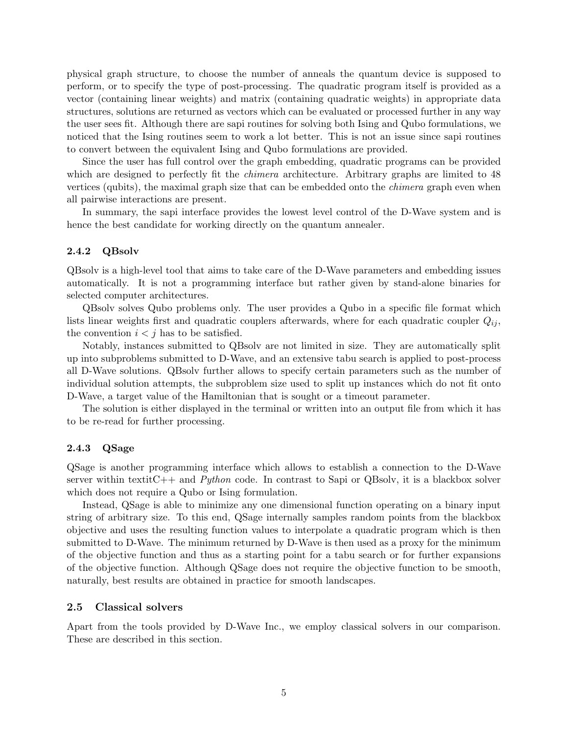physical graph structure, to choose the number of anneals the quantum device is supposed to perform, or to specify the type of post-processing. The quadratic program itself is provided as a vector (containing linear weights) and matrix (containing quadratic weights) in appropriate data structures, solutions are returned as vectors which can be evaluated or processed further in any way the user sees fit. Although there are sapi routines for solving both Ising and Qubo formulations, we noticed that the Ising routines seem to work a lot better. This is not an issue since sapi routines to convert between the equivalent Ising and Qubo formulations are provided.

Since the user has full control over the graph embedding, quadratic programs can be provided which are designed to perfectly fit the *chimera* architecture. Arbitrary graphs are limited to 48 vertices (qubits), the maximal graph size that can be embedded onto the *chimera* graph even when all pairwise interactions are present.

In summary, the sapi interface provides the lowest level control of the D-Wave system and is hence the best candidate for working directly on the quantum annealer.

### 2.4.2 QBsolv

QBsolv is a high-level tool that aims to take care of the D-Wave parameters and embedding issues automatically. It is not a programming interface but rather given by stand-alone binaries for selected computer architectures.

QBsolv solves Qubo problems only. The user provides a Qubo in a specific file format which lists linear weights first and quadratic couplers afterwards, where for each quadratic coupler $Q_{ij}$, the convention $i < j$ has to be satisfied.

Notably, instances submitted to QBsolv are not limited in size. They are automatically split up into subproblems submitted to D-Wave, and an extensive tabu search is applied to post-process all D-Wave solutions. QBsolv further allows to specify certain parameters such as the number of individual solution attempts, the subproblem size used to split up instances which do not fit onto D-Wave, a target value of the Hamiltonian that is sought or a timeout parameter.

The solution is either displayed in the terminal or written into an output file from which it has to be re-read for further processing.

### 2.4.3 QSage

QSage is another programming interface which allows to establish a connection to the D-Wave server within textitC++ and *Python* code. In contrast to Sapi or QBsolv, it is a blackbox solver which does not require a Qubo or Ising formulation.

Instead, QSage is able to minimize any one dimensional function operating on a binary input string of arbitrary size. To this end, QSage internally samples random points from the blackbox objective and uses the resulting function values to interpolate a quadratic program which is then submitted to D-Wave. The minimum returned by D-Wave is then used as a proxy for the minimum of the objective function and thus as a starting point for a tabu search or for further expansions of the objective function. Although QSage does not require the objective function to be smooth, naturally, best results are obtained in practice for smooth landscapes.

## 2.5 Classical solvers

Apart from the tools provided by D-Wave Inc., we employ classical solvers in our comparison. These are described in this section.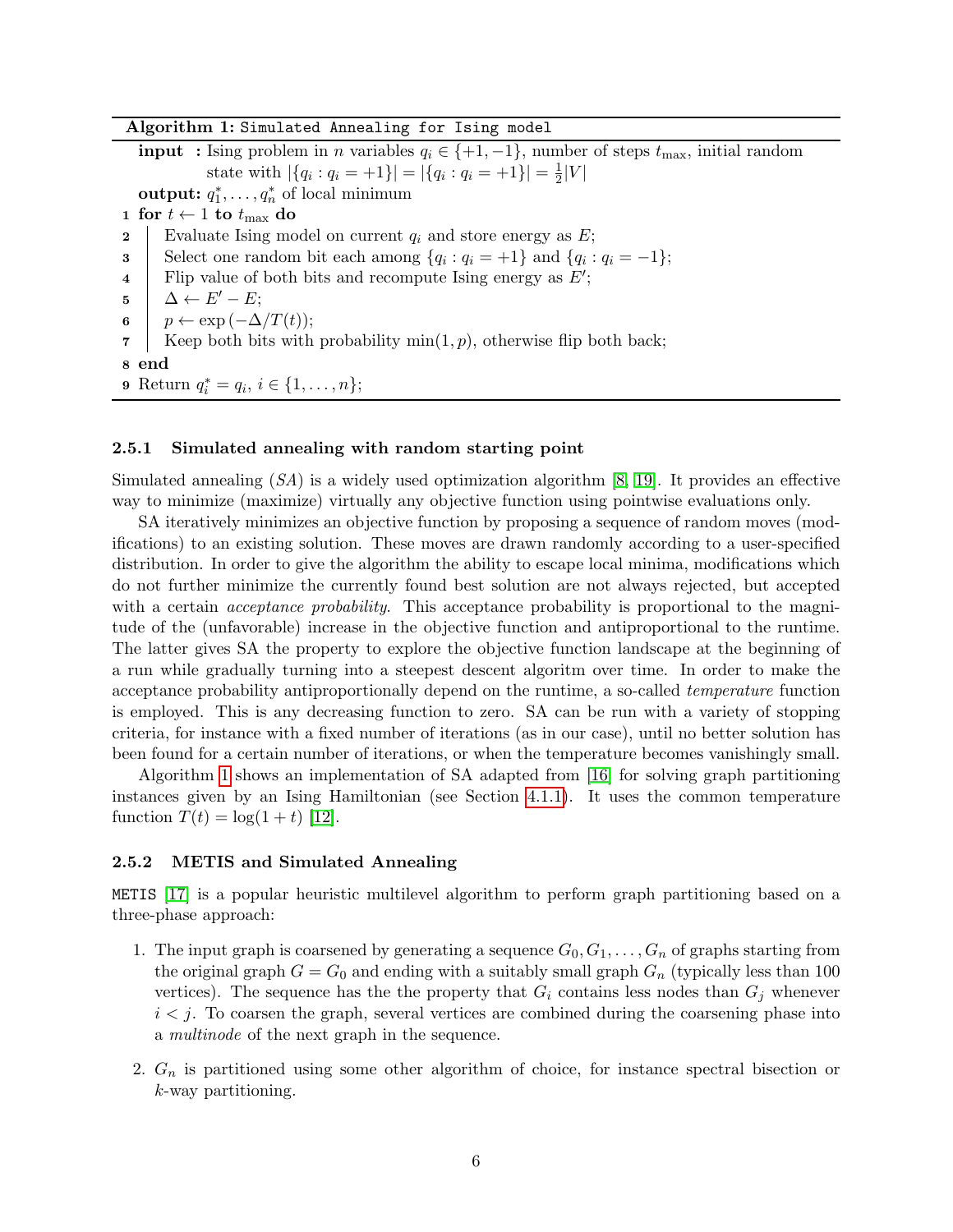**Algorithm 1:** `Simulated Annealing for Ising model`

**input :** Ising problem in $n$ variables $q_i \in \{+1, -1\}$, number of steps $t_{\max}$, initial random state with $|\{q_i : q_i = +1\}| = |\{q_i : q_i = +1\}| = \frac{1}{2}|V|$

**output:** $q_1^*, \ldots, q_n^*$ of local minimum

```
1 for t ← 1 to t_max do
2     Evaluate Ising model on current q_i and store energy as E;
3     Select one random bit each among {q_i : q_i = +1} and {q_i : q_i = −1};
4     Flip value of both bits and recompute Ising energy as E′;
5     Δ ← E′ − E;
6     p ← exp(−Δ/T(t));
7     Keep both bits with probability min(1, p), otherwise flip both back;
8 end
9 Return q_i^* = q_i, i ∈ {1, . . . , n};
```

### 2.5.1 Simulated annealing with random starting point

Simulated annealing (*SA*) is a widely used optimization algorithm [8, 19]. It provides an effective way to minimize (maximize) virtually any objective function using pointwise evaluations only.

SA iteratively minimizes an objective function by proposing a sequence of random moves (modifications) to an existing solution. These moves are drawn randomly according to a user-specified distribution. In order to give the algorithm the ability to escape local minima, modifications which do not further minimize the currently found best solution are not always rejected, but accepted with a certain *acceptance probability*. This acceptance probability is proportional to the magnitude of the (unfavorable) increase in the objective function and antiproportional to the runtime. The latter gives SA the property to explore the objective function landscape at the beginning of a run while gradually turning into a steepest descent algoritm over time. In order to make the acceptance probability antiproportionally depend on the runtime, a so-called *temperature* function is employed. This is any decreasing function to zero. SA can be run with a variety of stopping criteria, for instance with a fixed number of iterations (as in our case), until no better solution has been found for a certain number of iterations, or when the temperature becomes vanishingly small.

Algorithm 1 shows an implementation of SA adapted from [16] for solving graph partitioning instances given by an Ising Hamiltonian (see Section 4.1.1). It uses the common temperature function $T(t) = \log(1 + t)$ [12].

### 2.5.2 METIS and Simulated Annealing

`METIS` [17] is a popular heuristic multilevel algorithm to perform graph partitioning based on a three-phase approach:

1. The input graph is coarsened by generating a sequence $G_0, G_1, \ldots, G_n$ of graphs starting from the original graph $G = G_0$ and ending with a suitably small graph $G_n$ (typically less than 100 vertices). The sequence has the the property that $G_i$ contains less nodes than $G_j$ whenever $i < j$. To coarsen the graph, several vertices are combined during the coarsening phase into a *multinode* of the next graph in the sequence.

2. $G_n$ is partitioned using some other algorithm of choice, for instance spectral bisection or $k$-way partitioning.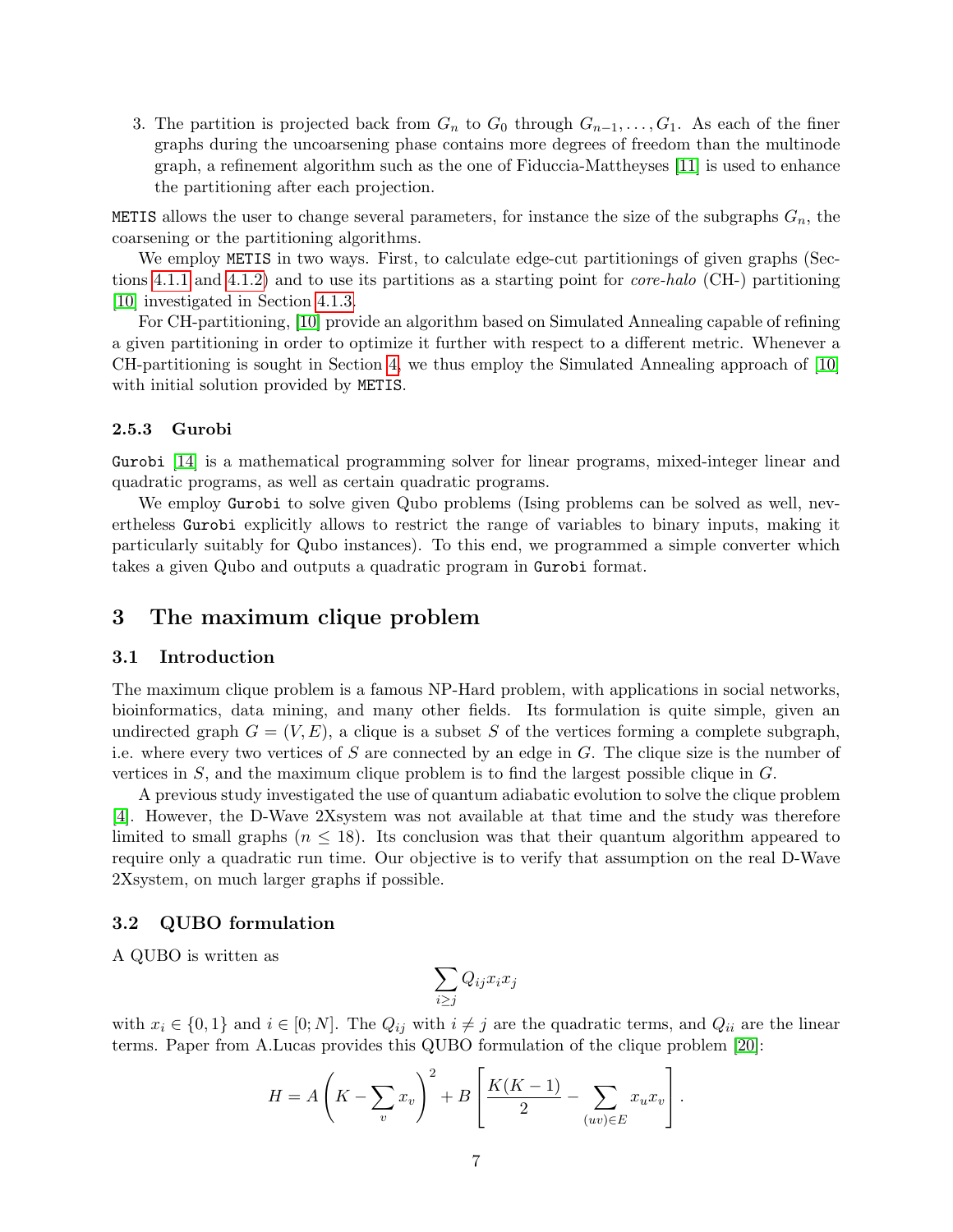3. The partition is projected back from $G_n$ to $G_0$ through $G_{n-1}, \ldots, G_1$. As each of the finer graphs during the uncoarsening phase contains more degrees of freedom than the multinode graph, a refinement algorithm such as the one of Fiduccia-Mattheyses [11] is used to enhance the partitioning after each projection.

`METIS` allows the user to change several parameters, for instance the size of the subgraphs $G_n$, the coarsening or the partitioning algorithms.

We employ `METIS` in two ways. First, to calculate edge-cut partitionings of given graphs (Sections 4.1.1 and 4.1.2) and to use its partitions as a starting point for *core-halo* (CH-) partitioning [10] investigated in Section 4.1.3.

For CH-partitioning, [10] provide an algorithm based on Simulated Annealing capable of refining a given partitioning in order to optimize it further with respect to a different metric. Whenever a CH-partitioning is sought in Section 4, we thus employ the Simulated Annealing approach of [10] with initial solution provided by `METIS`.

### 2.5.3 Gurobi

`Gurobi` [14] is a mathematical programming solver for linear programs, mixed-integer linear and quadratic programs, as well as certain quadratic programs.

We employ `Gurobi` to solve given Qubo problems (Ising problems can be solved as well, nevertheless `Gurobi` explicitly allows to restrict the range of variables to binary inputs, making it particularly suitably for Qubo instances). To this end, we programmed a simple converter which takes a given Qubo and outputs a quadratic program in `Gurobi` format.

# 3 The maximum clique problem

## 3.1 Introduction

The maximum clique problem is a famous NP-Hard problem, with applications in social networks, bioinformatics, data mining, and many other fields. Its formulation is quite simple, given an undirected graph $G = (V, E)$, a clique is a subset $S$ of the vertices forming a complete subgraph, i.e. where every two vertices of $S$ are connected by an edge in $G$. The clique size is the number of vertices in $S$, and the maximum clique problem is to find the largest possible clique in $G$.

A previous study investigated the use of quantum adiabatic evolution to solve the clique problem [4]. However, the D-Wave 2Xsystem was not available at that time and the study was therefore limited to small graphs ($n \leq 18$). Its conclusion was that their quantum algorithm appeared to require only a quadratic run time. Our objective is to verify that assumption on the real D-Wave 2Xsystem, on much larger graphs if possible.

## 3.2 QUBO formulation

A QUBO is written as

$$\sum_{i \geq j} Q_{ij} x_i x_j$$

with $x_i \in \{0, 1\}$ and $i \in [0; N]$. The $Q_{ij}$ with $i \neq j$ are the quadratic terms, and $Q_{ii}$ are the linear terms. Paper from A.Lucas provides this QUBO formulation of the clique problem [20]:

$$H = A\left(K - \sum_{v} x_v\right)^2 + B\left[\frac{K(K-1)}{2} - \sum_{(uv)\in E} x_u x_v\right].$$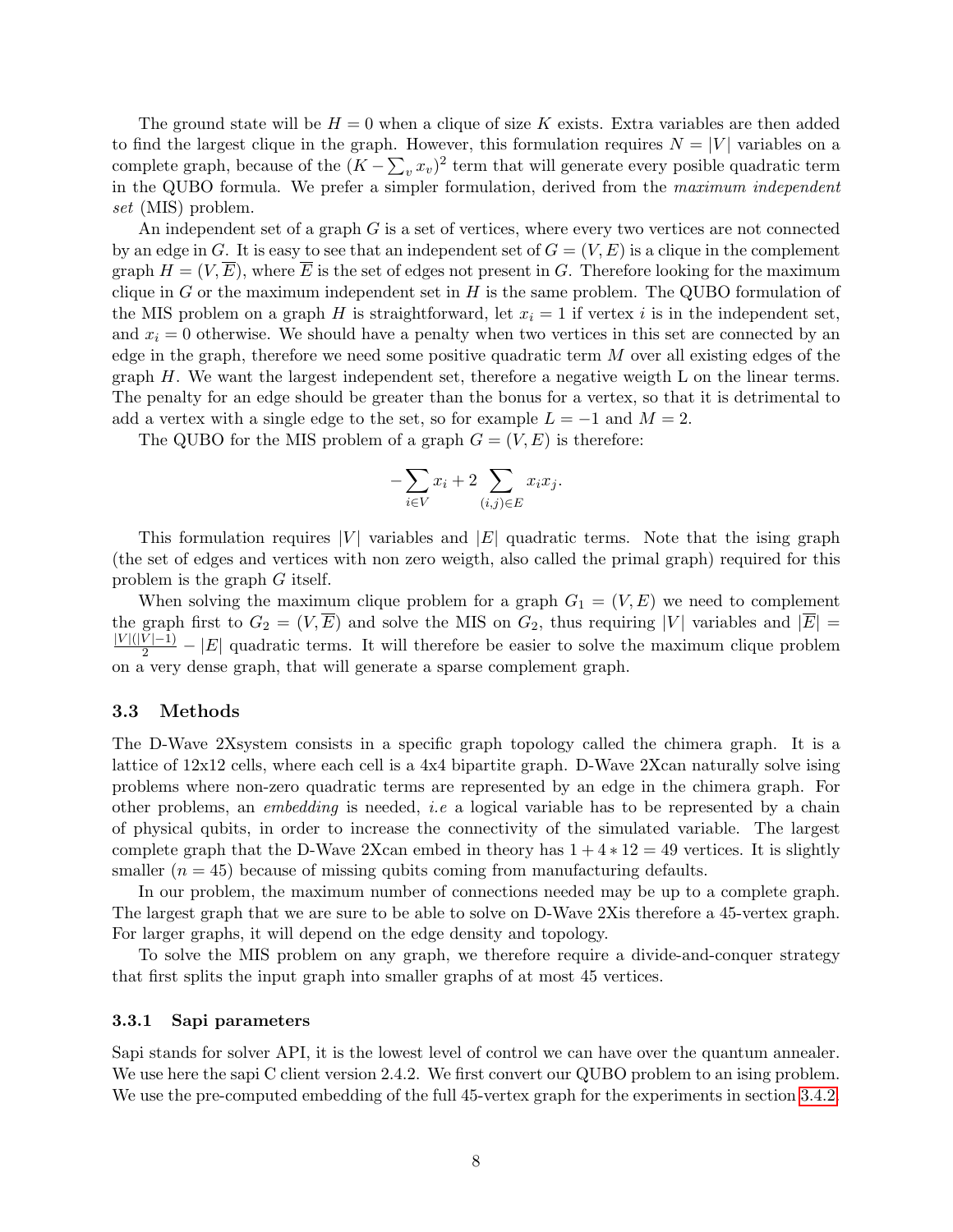The ground state will be $H = 0$ when a clique of size $K$ exists. Extra variables are then added to find the largest clique in the graph. However, this formulation requires $N = |V|$ variables on a complete graph, because of the $(K - \sum_v x_v)^2$ term that will generate every posible quadratic term in the QUBO formula. We prefer a simpler formulation, derived from the *maximum independent set* (MIS) problem.

An independent set of a graph $G$ is a set of vertices, where every two vertices are not connected by an edge in $G$. It is easy to see that an independent set of $G = (V, E)$ is a clique in the complement graph $H = (V, \overline{E})$, where $\overline{E}$ is the set of edges not present in $G$. Therefore looking for the maximum clique in $G$ or the maximum independent set in $H$ is the same problem. The QUBO formulation of the MIS problem on a graph $H$ is straightforward, let $x_i = 1$ if vertex $i$ is in the independent set, and $x_i = 0$ otherwise. We should have a penalty when two vertices in this set are connected by an edge in the graph, therefore we need some positive quadratic term $M$ over all existing edges of the graph $H$. We want the largest independent set, therefore a negative weigth L on the linear terms. The penalty for an edge should be greater than the bonus for a vertex, so that it is detrimental to add a vertex with a single edge to the set, so for example $L = -1$ and $M = 2$.

The QUBO for the MIS problem of a graph $G = (V, E)$ is therefore:

$$-\sum_{i \in V} x_i + 2 \sum_{(i,j) \in E} x_i x_j.$$

This formulation requires $|V|$ variables and $|E|$ quadratic terms. Note that the ising graph (the set of edges and vertices with non zero weigth, also called the primal graph) required for this problem is the graph $G$ itself.

When solving the maximum clique problem for a graph $G_1 = (V, E)$ we need to complement the graph first to $G_2 = (V, \overline{E})$ and solve the MIS on $G_2$, thus requiring $|V|$ variables and $|\overline{E}| = \frac{|V|(|V|-1)}{2} - |E|$ quadratic terms. It will therefore be easier to solve the maximum clique problem on a very dense graph, that will generate a sparse complement graph.

## 3.3 Methods

The D-Wave 2Xsystem consists in a specific graph topology called the chimera graph. It is a lattice of 12x12 cells, where each cell is a 4x4 bipartite graph. D-Wave 2Xcan naturally solve ising problems where non-zero quadratic terms are represented by an edge in the chimera graph. For other problems, an *embedding* is needed, *i.e* a logical variable has to be represented by a chain of physical qubits, in order to increase the connectivity of the simulated variable. The largest complete graph that the D-Wave 2Xcan embed in theory has $1 + 4 * 12 = 49$ vertices. It is slightly smaller ($n = 45$) because of missing qubits coming from manufacturing defaults.

In our problem, the maximum number of connections needed may be up to a complete graph. The largest graph that we are sure to be able to solve on D-Wave 2Xis therefore a 45-vertex graph. For larger graphs, it will depend on the edge density and topology.

To solve the MIS problem on any graph, we therefore require a divide-and-conquer strategy that first splits the input graph into smaller graphs of at most 45 vertices.

### 3.3.1 Sapi parameters

Sapi stands for solver API, it is the lowest level of control we can have over the quantum annealer. We use here the sapi C client version 2.4.2. We first convert our QUBO problem to an ising problem. We use the pre-computed embedding of the full 45-vertex graph for the experiments in section 3.4.2.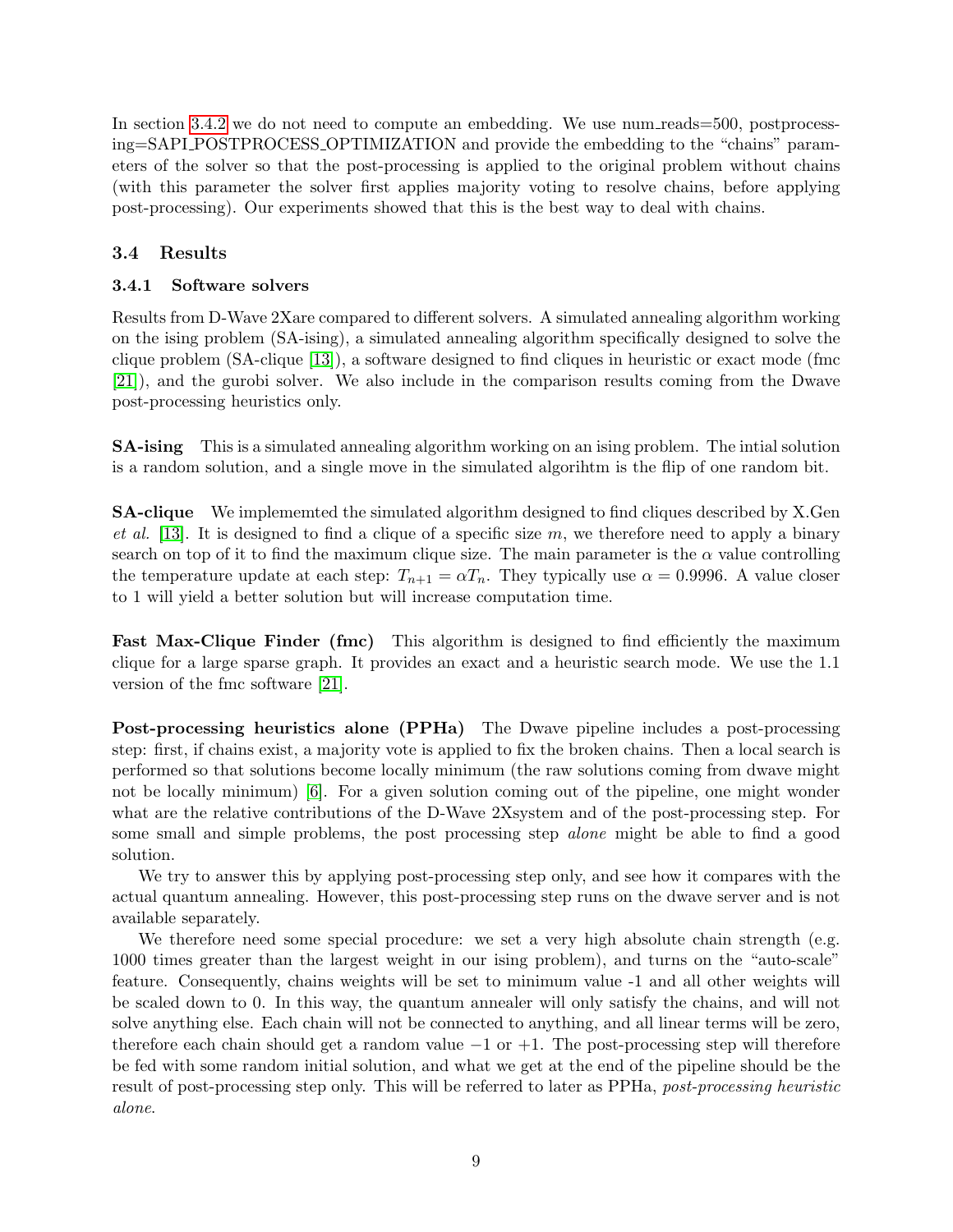In section 3.4.2 we do not need to compute an embedding. We use num_reads=500, postprocessing=SAPI_POSTPROCESS_OPTIMIZATION and provide the embedding to the "chains" parameters of the solver so that the post-processing is applied to the original problem without chains (with this parameter the solver first applies majority voting to resolve chains, before applying post-processing). Our experiments showed that this is the best way to deal with chains.

## 3.4 Results

### 3.4.1 Software solvers

Results from D-Wave 2Xare compared to different solvers. A simulated annealing algorithm working on the ising problem (SA-ising), a simulated annealing algorithm specifically designed to solve the clique problem (SA-clique [13]), a software designed to find cliques in heuristic or exact mode (fmc [21]), and the gurobi solver. We also include in the comparison results coming from the Dwave post-processing heuristics only.

**SA-ising** This is a simulated annealing algorithm working on an ising problem. The intial solution is a random solution, and a single move in the simulated algorihtm is the flip of one random bit.

**SA-clique** We implememted the simulated algorithm designed to find cliques described by X.Gen *et al.* [13]. It is designed to find a clique of a specific size $m$, we therefore need to apply a binary search on top of it to find the maximum clique size. The main parameter is the $\alpha$ value controlling the temperature update at each step: $T_{n+1} = \alpha T_n$. They typically use $\alpha = 0.9996$. A value closer to 1 will yield a better solution but will increase computation time.

**Fast Max-Clique Finder (fmc)** This algorithm is designed to find efficiently the maximum clique for a large sparse graph. It provides an exact and a heuristic search mode. We use the 1.1 version of the fmc software [21].

**Post-processing heuristics alone (PPHa)** The Dwave pipeline includes a post-processing step: first, if chains exist, a majority vote is applied to fix the broken chains. Then a local search is performed so that solutions become locally minimum (the raw solutions coming from dwave might not be locally minimum) [6]. For a given solution coming out of the pipeline, one might wonder what are the relative contributions of the D-Wave 2Xsystem and of the post-processing step. For some small and simple problems, the post processing step *alone* might be able to find a good solution.

We try to answer this by applying post-processing step only, and see how it compares with the actual quantum annealing. However, this post-processing step runs on the dwave server and is not available separately.

We therefore need some special procedure: we set a very high absolute chain strength (e.g. 1000 times greater than the largest weight in our ising problem), and turns on the "auto-scale" feature. Consequently, chains weights will be set to minimum value -1 and all other weights will be scaled down to 0. In this way, the quantum annealer will only satisfy the chains, and will not solve anything else. Each chain will not be connected to anything, and all linear terms will be zero, therefore each chain should get a random value $-1$ or $+1$. The post-processing step will therefore be fed with some random initial solution, and what we get at the end of the pipeline should be the result of post-processing step only. This will be referred to later as PPHa, *post-processing heuristic alone*.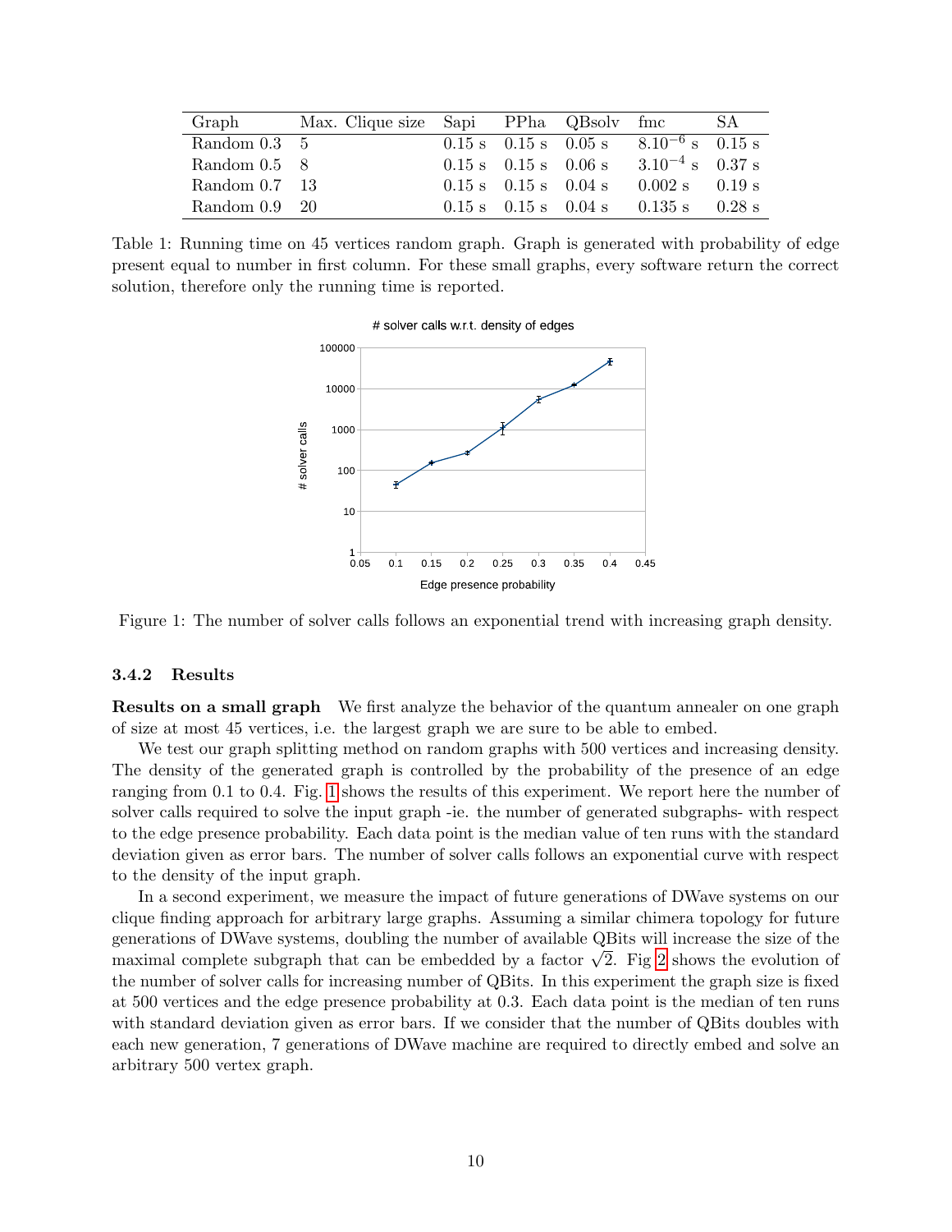| Graph | Max. Clique size | Sapi | PPha | QBsolv | fmc | SA |
|---|---|---|---|---|---|---|
| Random 0.3 | 5 | 0.15 s | 0.15 s | 0.05 s | $8.10^{-6}$ s | 0.15 s |
| Random 0.5 | 8 | 0.15 s | 0.15 s | 0.06 s | $3.10^{-4}$ s | 0.37 s |
| Random 0.7 | 13 | 0.15 s | 0.15 s | 0.04 s | 0.002 s | 0.19 s |
| Random 0.9 | 20 | 0.15 s | 0.15 s | 0.04 s | 0.135 s | 0.28 s |

Table 1: Running time on 45 vertices random graph. Graph is generated with probability of edge present equal to number in first column. For these small graphs, every software return the correct solution, therefore only the running time is reported.

Figure 1: The number of solver calls follows an exponential trend with increasing graph density.

### 3.4.2 Results

**Results on a small graph** We first analyze the behavior of the quantum annealer on one graph of size at most 45 vertices, i.e. the largest graph we are sure to be able to embed.

We test our graph splitting method on random graphs with 500 vertices and increasing density. The density of the generated graph is controlled by the probability of the presence of an edge ranging from 0.1 to 0.4. Fig. 1 shows the results of this experiment. We report here the number of solver calls required to solve the input graph -ie. the number of generated subgraphs- with respect to the edge presence probability. Each data point is the median value of ten runs with the standard deviation given as error bars. The number of solver calls follows an exponential curve with respect to the density of the input graph.

In a second experiment, we measure the impact of future generations of DWave systems on our clique finding approach for arbitrary large graphs. Assuming a similar chimera topology for future generations of DWave systems, doubling the number of available QBits will increase the size of the maximal complete subgraph that can be embedded by a factor $\sqrt{2}$. Fig 2 shows the evolution of the number of solver calls for increasing number of QBits. In this experiment the graph size is fixed at 500 vertices and the edge presence probability at 0.3. Each data point is the median of ten runs with standard deviation given as error bars. If we consider that the number of QBits doubles with each new generation, 7 generations of DWave machine are required to directly embed and solve an arbitrary 500 vertex graph.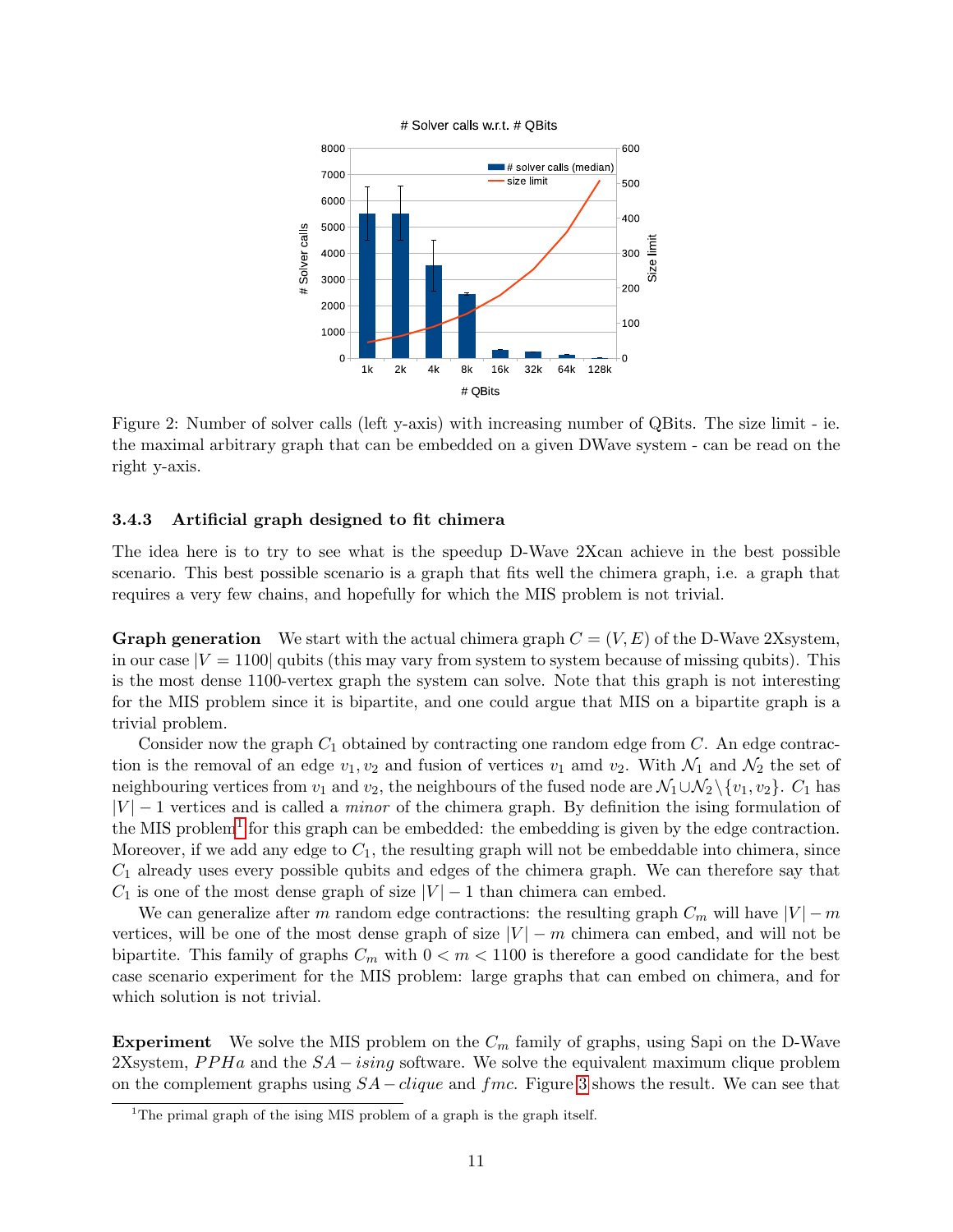Figure 2: Number of solver calls (left y-axis) with increasing number of QBits. The size limit - ie. the maximal arbitrary graph that can be embedded on a given DWave system - can be read on the right y-axis.

### 3.4.3 Artificial graph designed to fit chimera

The idea here is to try to see what is the speedup D-Wave 2Xcan achieve in the best possible scenario. This best possible scenario is a graph that fits well the chimera graph, i.e. a graph that requires a very few chains, and hopefully for which the MIS problem is not trivial.

**Graph generation** We start with the actual chimera graph $C = (V, E)$ of the D-Wave 2Xsystem, in our case $|V = 1100|$ qubits (this may vary from system to system because of missing qubits). This is the most dense 1100-vertex graph the system can solve. Note that this graph is not interesting for the MIS problem since it is bipartite, and one could argue that MIS on a bipartite graph is a trivial problem.

Consider now the graph $C_1$ obtained by contracting one random edge from $C$. An edge contraction is the removal of an edge $v_1, v_2$ and fusion of vertices $v_1$ amd $v_2$. With $\mathcal{N}_1$ and $\mathcal{N}_2$ the set of neighbouring vertices from $v_1$ and $v_2$, the neighbours of the fused node are $\mathcal{N}_1 \cup \mathcal{N}_2 \setminus \{v_1, v_2\}$. $C_1$ has $|V| - 1$ vertices and is called a *minor* of the chimera graph. By definition the ising formulation of the MIS problem[1] for this graph can be embedded: the embedding is given by the edge contraction. Moreover, if we add any edge to $C_1$, the resulting graph will not be embeddable into chimera, since $C_1$ already uses every possible qubits and edges of the chimera graph. We can therefore say that $C_1$ is one of the most dense graph of size $|V| - 1$ than chimera can embed.

We can generalize after $m$ random edge contractions: the resulting graph $C_m$ will have $|V| - m$ vertices, will be one of the most dense graph of size $|V| - m$ chimera can embed, and will not be bipartite. This family of graphs $C_m$ with $0 < m < 1100$ is therefore a good candidate for the best case scenario experiment for the MIS problem: large graphs that can embed on chimera, and for which solution is not trivial.

**Experiment** We solve the MIS problem on the $C_m$ family of graphs, using Sapi on the D-Wave 2Xsystem, $PPHa$ and the $SA-ising$ software. We solve the equivalent maximum clique problem on the complement graphs using $SA-clique$ and $fmc$. Figure 3 shows the result. We can see that

[1] The primal graph of the ising MIS problem of a graph is the graph itself.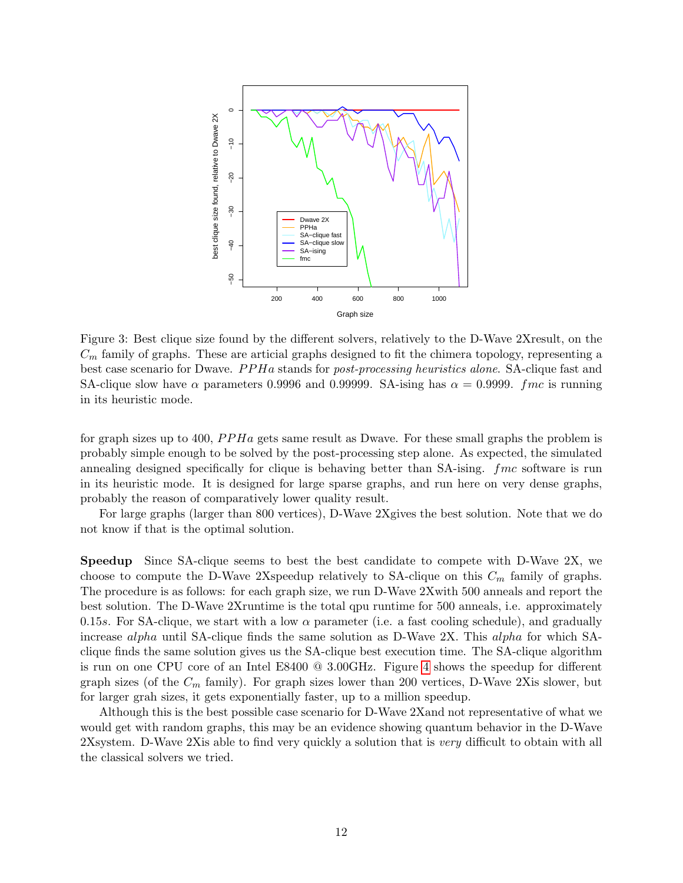Figure 3: Best clique size found by the different solvers, relatively to the D-Wave 2Xresult, on the $C_m$ family of graphs. These are articial graphs designed to fit the chimera topology, representing a best case scenario for Dwave. $PPHa$ stands for *post-processing heuristics alone*. SA-clique fast and SA-clique slow have $\alpha$ parameters 0.9996 and 0.99999. SA-ising has $\alpha = 0.9999$. $fmc$ is running in its heuristic mode.

for graph sizes up to 400, $PPHa$ gets same result as Dwave. For these small graphs the problem is probably simple enough to be solved by the post-processing step alone. As expected, the simulated annealing designed specifically for clique is behaving better than SA-ising. $fmc$ software is run in its heuristic mode. It is designed for large sparse graphs, and run here on very dense graphs, probably the reason of comparatively lower quality result.

For large graphs (larger than 800 vertices), D-Wave 2Xgives the best solution. Note that we do not know if that is the optimal solution.

**Speedup** Since SA-clique seems to best the best candidate to compete with D-Wave 2X, we choose to compute the D-Wave 2Xspeedup relatively to SA-clique on this $C_m$ family of graphs. The procedure is as follows: for each graph size, we run D-Wave 2Xwith 500 anneals and report the best solution. The D-Wave 2Xruntime is the total qpu runtime for 500 anneals, i.e. approximately $0.15s$. For SA-clique, we start with a low $\alpha$ parameter (i.e. a fast cooling schedule), and gradually increase $alpha$ until SA-clique finds the same solution as D-Wave 2X. This $alpha$ for which SA-clique finds the same solution gives us the SA-clique best execution time. The SA-clique algorithm is run on one CPU core of an Intel E8400 @ 3.00GHz. Figure 4 shows the speedup for different graph sizes (of the $C_m$ family). For graph sizes lower than 200 vertices, D-Wave 2Xis slower, but for larger grah sizes, it gets exponentially faster, up to a million speedup.

Although this is the best possible case scenario for D-Wave 2Xand not representative of what we would get with random graphs, this may be an evidence showing quantum behavior in the D-Wave 2Xsystem. D-Wave 2Xis able to find very quickly a solution that is *very* difficult to obtain with all the classical solvers we tried.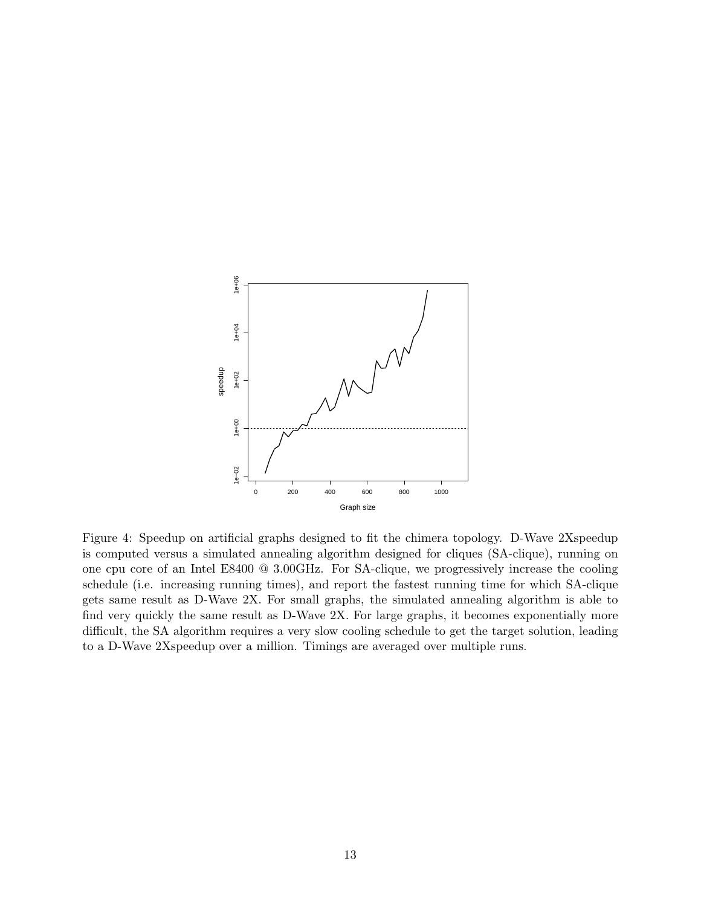Figure 4: Speedup on artificial graphs designed to fit the chimera topology. D-Wave 2Xspeedup is computed versus a simulated annealing algorithm designed for cliques (SA-clique), running on one cpu core of an Intel E8400 @ 3.00GHz. For SA-clique, we progressively increase the cooling schedule (i.e. increasing running times), and report the fastest running time for which SA-clique gets same result as D-Wave 2X. For small graphs, the simulated annealing algorithm is able to find very quickly the same result as D-Wave 2X. For large graphs, it becomes exponentially more difficult, the SA algorithm requires a very slow cooling schedule to get the target solution, leading to a D-Wave 2Xspeedup over a million. Timings are averaged over multiple runs.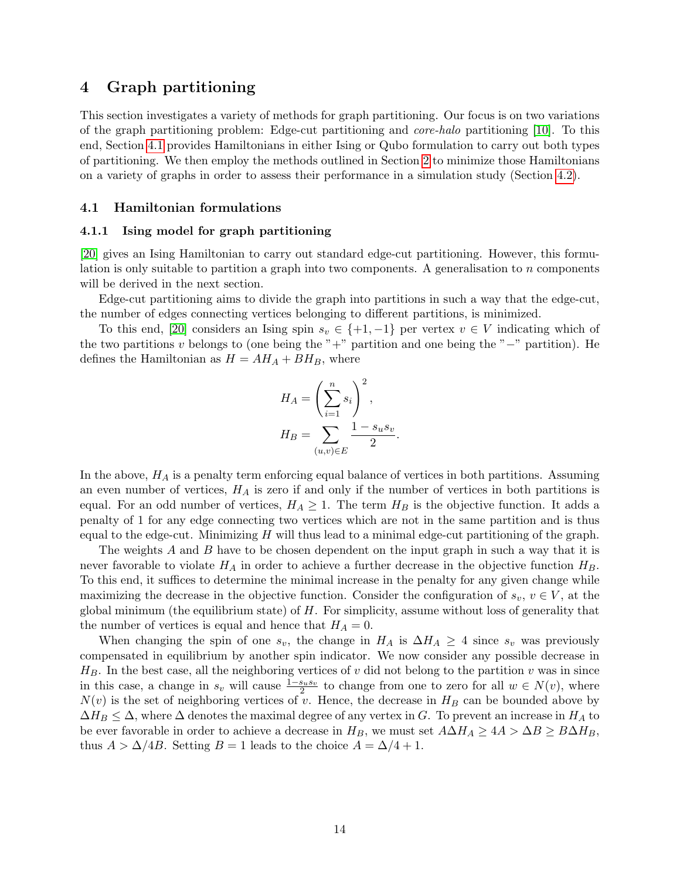## 4 Graph partitioning

This section investigates a variety of methods for graph partitioning. Our focus is on two variations of the graph partitioning problem: Edge-cut partitioning and *core-halo* partitioning [10]. To this end, Section 4.1 provides Hamiltonians in either Ising or Qubo formulation to carry out both types of partitioning. We then employ the methods outlined in Section 2 to minimize those Hamiltonians on a variety of graphs in order to assess their performance in a simulation study (Section 4.2).

### 4.1 Hamiltonian formulations

#### 4.1.1 Ising model for graph partitioning

[20] gives an Ising Hamiltonian to carry out standard edge-cut partitioning. However, this formulation is only suitable to partition a graph into two components. A generalisation to $n$ components will be derived in the next section.

Edge-cut partitioning aims to divide the graph into partitions in such a way that the edge-cut, the number of edges connecting vertices belonging to different partitions, is minimized.

To this end, [20] considers an Ising spin $s_v \in \{+1, -1\}$ per vertex $v \in V$ indicating which of the two partitions $v$ belongs to (one being the "+" partition and one being the "−" partition). He defines the Hamiltonian as $H = AH_A + BH_B$, where

$$
\begin{aligned}
H_A &= \left( \sum_{i=1}^{n} s_i \right)^2, \\
H_B &= \sum_{(u,v) \in E} \frac{1 - s_u s_v}{2}.
\end{aligned}
$$

In the above, $H_A$ is a penalty term enforcing equal balance of vertices in both partitions. Assuming an even number of vertices, $H_A$ is zero if and only if the number of vertices in both partitions is equal. For an odd number of vertices, $H_A \geq 1$. The term $H_B$ is the objective function. It adds a penalty of 1 for any edge connecting two vertices which are not in the same partition and is thus equal to the edge-cut. Minimizing $H$ will thus lead to a minimal edge-cut partitioning of the graph.

The weights $A$ and $B$ have to be chosen dependent on the input graph in such a way that it is never favorable to violate $H_A$ in order to achieve a further decrease in the objective function $H_B$. To this end, it suffices to determine the minimal increase in the penalty for any given change while maximizing the decrease in the objective function. Consider the configuration of $s_v$, $v \in V$, at the global minimum (the equilibrium state) of $H$. For simplicity, assume without loss of generality that the number of vertices is equal and hence that $H_A = 0$.

When changing the spin of one $s_v$, the change in $H_A$ is $\Delta H_A \geq 4$ since $s_v$ was previously compensated in equilibrium by another spin indicator. We now consider any possible decrease in $H_B$. In the best case, all the neighboring vertices of $v$ did not belong to the partition $v$ was in since in this case, a change in $s_v$ will cause $\frac{1-s_u s_v}{2}$ to change from one to zero for all $w \in N(v)$, where $N(v)$ is the set of neighboring vertices of $v$. Hence, the decrease in $H_B$ can be bounded above by $\Delta H_B \leq \Delta$, where $\Delta$ denotes the maximal degree of any vertex in $G$. To prevent an increase in $H_A$ to be ever favorable in order to achieve a decrease in $H_B$, we must set $A\Delta H_A \geq 4A > \Delta B \geq B\Delta H_B$, thus $A > \Delta/4B$. Setting $B = 1$ leads to the choice $A = \Delta/4 + 1$.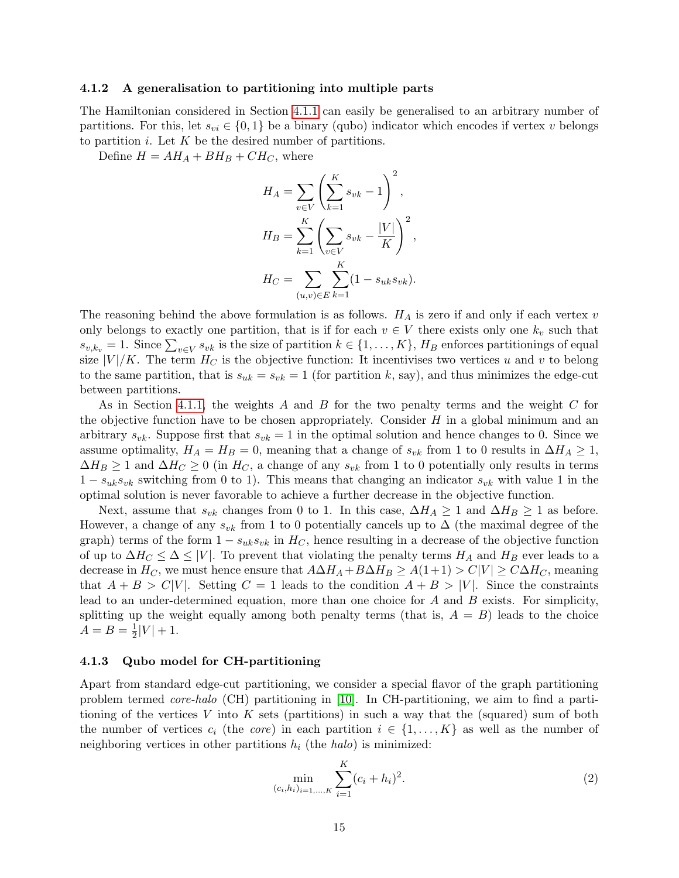#### 4.1.2 A generalisation to partitioning into multiple parts

The Hamiltonian considered in Section 4.1.1 can easily be generalised to an arbitrary number of partitions. For this, let $s_{vi} \in \{0,1\}$ be a binary (qubo) indicator which encodes if vertex $v$ belongs to partition $i$. Let $K$ be the desired number of partitions.

Define $H = AH_A + BH_B + CH_C$, where

$$H_A = \sum_{v \in V} \left( \sum_{k=1}^{K} s_{vk} - 1 \right)^2,$$

$$H_B = \sum_{k=1}^{K} \left( \sum_{v \in V} s_{vk} - \frac{|V|}{K} \right)^2,$$

$$H_C = \sum_{(u,v) \in E} \sum_{k=1}^{K} (1 - s_{uk} s_{vk}).$$

The reasoning behind the above formulation is as follows. $H_A$ is zero if and only if each vertex $v$ only belongs to exactly one partition, that is if for each $v \in V$ there exists only one $k_v$ such that $s_{v,k_v} = 1$. Since $\sum_{v \in V} s_{vk}$ is the size of partition $k \in \{1, \ldots, K\}$, $H_B$ enforces partitionings of equal size $|V|/K$. The term $H_C$ is the objective function: It incentivises two vertices $u$ and $v$ to belong to the same partition, that is $s_{uk} = s_{vk} = 1$ (for partition $k$, say), and thus minimizes the edge-cut between partitions.

As in Section 4.1.1, the weights $A$ and $B$ for the two penalty terms and the weight $C$ for the objective function have to be chosen appropriately. Consider $H$ in a global minimum and an arbitrary $s_{vk}$. Suppose first that $s_{vk} = 1$ in the optimal solution and hence changes to 0. Since we assume optimality, $H_A = H_B = 0$, meaning that a change of $s_{vk}$ from 1 to 0 results in $\Delta H_A \geq 1$, $\Delta H_B \geq 1$ and $\Delta H_C \geq 0$ (in $H_C$, a change of any $s_{vk}$ from 1 to 0 potentially only results in terms $1 - s_{uk} s_{vk}$ switching from 0 to 1). This means that changing an indicator $s_{vk}$ with value 1 in the optimal solution is never favorable to achieve a further decrease in the objective function.

Next, assume that $s_{vk}$ changes from 0 to 1. In this case, $\Delta H_A \geq 1$ and $\Delta H_B \geq 1$ as before. However, a change of any $s_{vk}$ from 1 to 0 potentially cancels up to $\Delta$ (the maximal degree of the graph) terms of the form $1 - s_{uk} s_{vk}$ in $H_C$, hence resulting in a decrease of the objective function of up to $\Delta H_C \leq \Delta \leq |V|$. To prevent that violating the penalty terms $H_A$ and $H_B$ ever leads to a decrease in $H_C$, we must hence ensure that $A \Delta H_A + B \Delta H_B \geq A(1+1) > C|V| \geq C \Delta H_C$, meaning that $A + B > C|V|$. Setting $C = 1$ leads to the condition $A + B > |V|$. Since the constraints lead to an under-determined equation, more than one choice for $A$ and $B$ exists. For simplicity, splitting up the weight equally among both penalty terms (that is, $A = B$) leads to the choice $A = B = \frac{1}{2}|V| + 1$.

#### 4.1.3 Qubo model for CH-partitioning

Apart from standard edge-cut partitioning, we consider a special flavor of the graph partitioning problem termed *core-halo* (CH) partitioning in [10]. In CH-partitioning, we aim to find a partitioning of the vertices $V$ into $K$ sets (partitions) in such a way that the (squared) sum of both the number of vertices $c_i$ (the *core*) in each partition $i \in \{1, \ldots, K\}$ as well as the number of neighboring vertices in other partitions $h_i$ (the *halo*) is minimized:

$$\min_{(c_i, h_i)_{i=1,\ldots,K}} \sum_{i=1}^{K} (c_i + h_i)^2. \tag{2}$$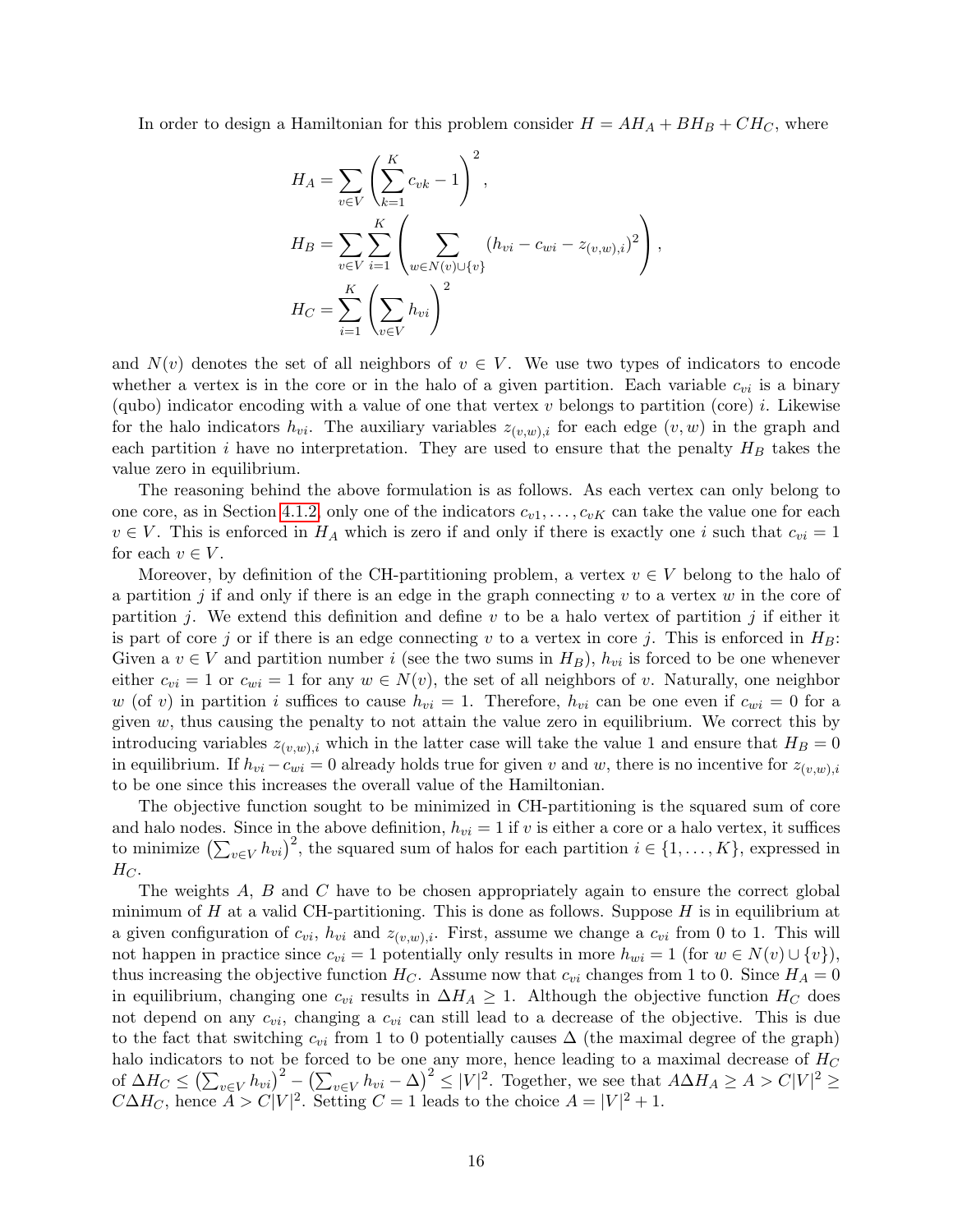In order to design a Hamiltonian for this problem consider $H = AH_A + BH_B + CH_C$, where

$$H_A = \sum_{v \in V} \left( \sum_{k=1}^{K} c_{vk} - 1 \right)^2,$$

$$H_B = \sum_{v \in V} \sum_{i=1}^{K} \left( \sum_{w \in N(v) \cup \{v\}} (h_{vi} - c_{wi} - z_{(v,w),i})^2 \right),$$

$$H_C = \sum_{i=1}^{K} \left( \sum_{v \in V} h_{vi} \right)^2$$

and $N(v)$ denotes the set of all neighbors of $v \in V$. We use two types of indicators to encode whether a vertex is in the core or in the halo of a given partition. Each variable $c_{vi}$ is a binary (qubo) indicator encoding with a value of one that vertex $v$ belongs to partition (core) $i$. Likewise for the halo indicators $h_{vi}$. The auxiliary variables $z_{(v,w),i}$ for each edge $(v, w)$ in the graph and each partition $i$ have no interpretation. They are used to ensure that the penalty $H_B$ takes the value zero in equilibrium.

The reasoning behind the above formulation is as follows. As each vertex can only belong to one core, as in Section 4.1.2, only one of the indicators $c_{v1}, \ldots, c_{vK}$ can take the value one for each $v \in V$. This is enforced in $H_A$ which is zero if and only if there is exactly one $i$ such that $c_{vi} = 1$ for each $v \in V$.

Moreover, by definition of the CH-partitioning problem, a vertex $v \in V$ belong to the halo of a partition $j$ if and only if there is an edge in the graph connecting $v$ to a vertex $w$ in the core of partition $j$. We extend this definition and define $v$ to be a halo vertex of partition $j$ if either it is part of core $j$ or if there is an edge connecting $v$ to a vertex in core $j$. This is enforced in $H_B$: Given a $v \in V$ and partition number $i$ (see the two sums in $H_B$), $h_{vi}$ is forced to be one whenever either $c_{vi} = 1$ or $c_{wi} = 1$ for any $w \in N(v)$, the set of all neighbors of $v$. Naturally, one neighbor $w$ (of $v$) in partition $i$ suffices to cause $h_{vi} = 1$. Therefore, $h_{vi}$ can be one even if $c_{wi} = 0$ for a given $w$, thus causing the penalty to not attain the value zero in equilibrium. We correct this by introducing variables $z_{(v,w),i}$ which in the latter case will take the value 1 and ensure that $H_B = 0$ in equilibrium. If $h_{vi} - c_{wi} = 0$ already holds true for given $v$ and $w$, there is no incentive for $z_{(v,w),i}$ to be one since this increases the overall value of the Hamiltonian.

The objective function sought to be minimized in CH-partitioning is the squared sum of core and halo nodes. Since in the above definition, $h_{vi} = 1$ if $v$ is either a core or a halo vertex, it suffices to minimize $\left(\sum_{v \in V} h_{vi}\right)^2$, the squared sum of halos for each partition $i \in \{1, \ldots, K\}$, expressed in $H_C$.

The weights $A$, $B$ and $C$ have to be chosen appropriately again to ensure the correct global minimum of $H$ at a valid CH-partitioning. This is done as follows. Suppose $H$ is in equilibrium at a given configuration of $c_{vi}$, $h_{vi}$ and $z_{(v,w),i}$. First, assume we change a $c_{vi}$ from 0 to 1. This will not happen in practice since $c_{vi} = 1$ potentially only results in more $h_{wi} = 1$ (for $w \in N(v) \cup \{v\}$), thus increasing the objective function $H_C$. Assume now that $c_{vi}$ changes from 1 to 0. Since $H_A = 0$ in equilibrium, changing one $c_{vi}$ results in $\Delta H_A \geq 1$. Although the objective function $H_C$ does not depend on any $c_{vi}$, changing a $c_{vi}$ can still lead to a decrease of the objective. This is due to the fact that switching $c_{vi}$ from 1 to 0 potentially causes $\Delta$ (the maximal degree of the graph) halo indicators to not be forced to be one any more, hence leading to a maximal decrease of $H_C$ of $\Delta H_C \leq \left(\sum_{v \in V} h_{vi}\right)^2 - \left(\sum_{v \in V} h_{vi} - \Delta\right)^2 \leq |V|^2$. Together, we see that $A\Delta H_A \geq A > C|V|^2 \geq C\Delta H_C$, hence $A > C|V|^2$. Setting $C = 1$ leads to the choice $A = |V|^2 + 1$.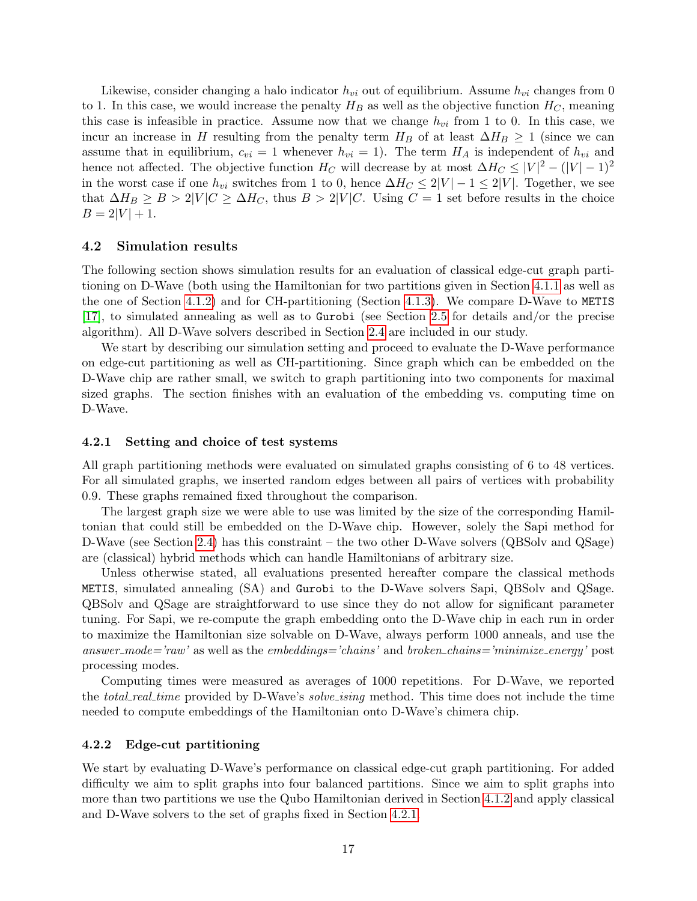Likewise, consider changing a halo indicator $h_{vi}$ out of equilibrium. Assume $h_{vi}$ changes from 0 to 1. In this case, we would increase the penalty $H_B$ as well as the objective function $H_C$, meaning this case is infeasible in practice. Assume now that we change $h_{vi}$ from 1 to 0. In this case, we incur an increase in $H$ resulting from the penalty term $H_B$ of at least $\Delta H_B \geq 1$ (since we can assume that in equilibrium, $c_{vi} = 1$ whenever $h_{vi} = 1$). The term $H_A$ is independent of $h_{vi}$ and hence not affected. The objective function $H_C$ will decrease by at most $\Delta H_C \leq |V|^2 - (|V| - 1)^2$ in the worst case if one $h_{vi}$ switches from 1 to 0, hence $\Delta H_C \leq 2|V| - 1 \leq 2|V|$. Together, we see that $\Delta H_B \geq B > 2|V|C \geq \Delta H_C$, thus $B > 2|V|C$. Using $C = 1$ set before results in the choice $B = 2|V| + 1$.

### 4.2 Simulation results

The following section shows simulation results for an evaluation of classical edge-cut graph partitioning on D-Wave (both using the Hamiltonian for two partitions given in Section 4.1.1 as well as the one of Section 4.1.2) and for CH-partitioning (Section 4.1.3). We compare D-Wave to `METIS` [17], to simulated annealing as well as to `Gurobi` (see Section 2.5 for details and/or the precise algorithm). All D-Wave solvers described in Section 2.4 are included in our study.

We start by describing our simulation setting and proceed to evaluate the D-Wave performance on edge-cut partitioning as well as CH-partitioning. Since graph which can be embedded on the D-Wave chip are rather small, we switch to graph partitioning into two components for maximal sized graphs. The section finishes with an evaluation of the embedding vs. computing time on D-Wave.

#### 4.2.1 Setting and choice of test systems

All graph partitioning methods were evaluated on simulated graphs consisting of 6 to 48 vertices. For all simulated graphs, we inserted random edges between all pairs of vertices with probability 0.9. These graphs remained fixed throughout the comparison.

The largest graph size we were able to use was limited by the size of the corresponding Hamiltonian that could still be embedded on the D-Wave chip. However, solely the Sapi method for D-Wave (see Section 2.4) has this constraint – the two other D-Wave solvers (QBSolv and QSage) are (classical) hybrid methods which can handle Hamiltonians of arbitrary size.

Unless otherwise stated, all evaluations presented hereafter compare the classical methods `METIS`, simulated annealing (SA) and `Gurobi` to the D-Wave solvers Sapi, QBSolv and QSage. QBSolv and QSage are straightforward to use since they do not allow for significant parameter tuning. For Sapi, we re-compute the graph embedding onto the D-Wave chip in each run in order to maximize the Hamiltonian size solvable on D-Wave, always perform 1000 anneals, and use the *answer_mode='raw'* as well as the *embeddings='chains'* and *broken_chains='minimize_energy'* post processing modes.

Computing times were measured as averages of 1000 repetitions. For D-Wave, we reported the *total_real_time* provided by D-Wave's *solve_ising* method. This time does not include the time needed to compute embeddings of the Hamiltonian onto D-Wave's chimera chip.

#### 4.2.2 Edge-cut partitioning

We start by evaluating D-Wave's performance on classical edge-cut graph partitioning. For added difficulty we aim to split graphs into four balanced partitions. Since we aim to split graphs into more than two partitions we use the Qubo Hamiltonian derived in Section 4.1.2 and apply classical and D-Wave solvers to the set of graphs fixed in Section 4.2.1.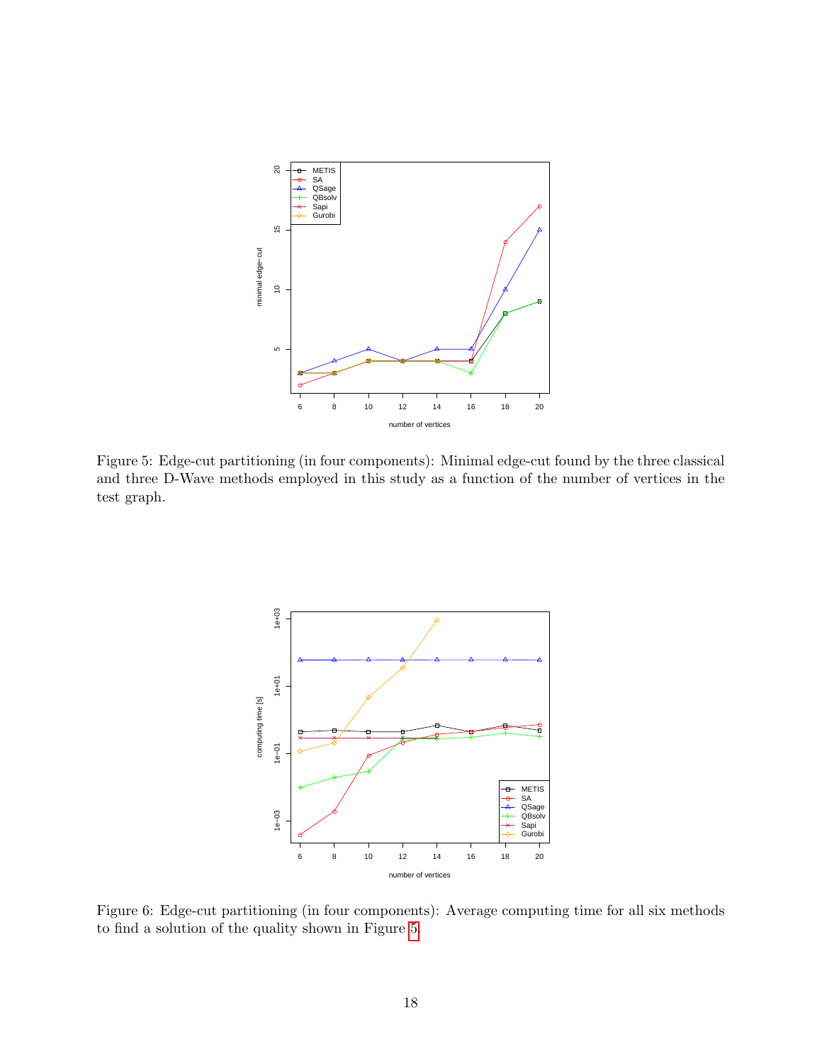Figure 5: Edge-cut partitioning (in four components): Minimal edge-cut found by the three classical and three D-Wave methods employed in this study as a function of the number of vertices in the test graph.

Figure 6: Edge-cut partitioning (in four components): Average computing time for all six methods to find a solution of the quality shown in Figure 5.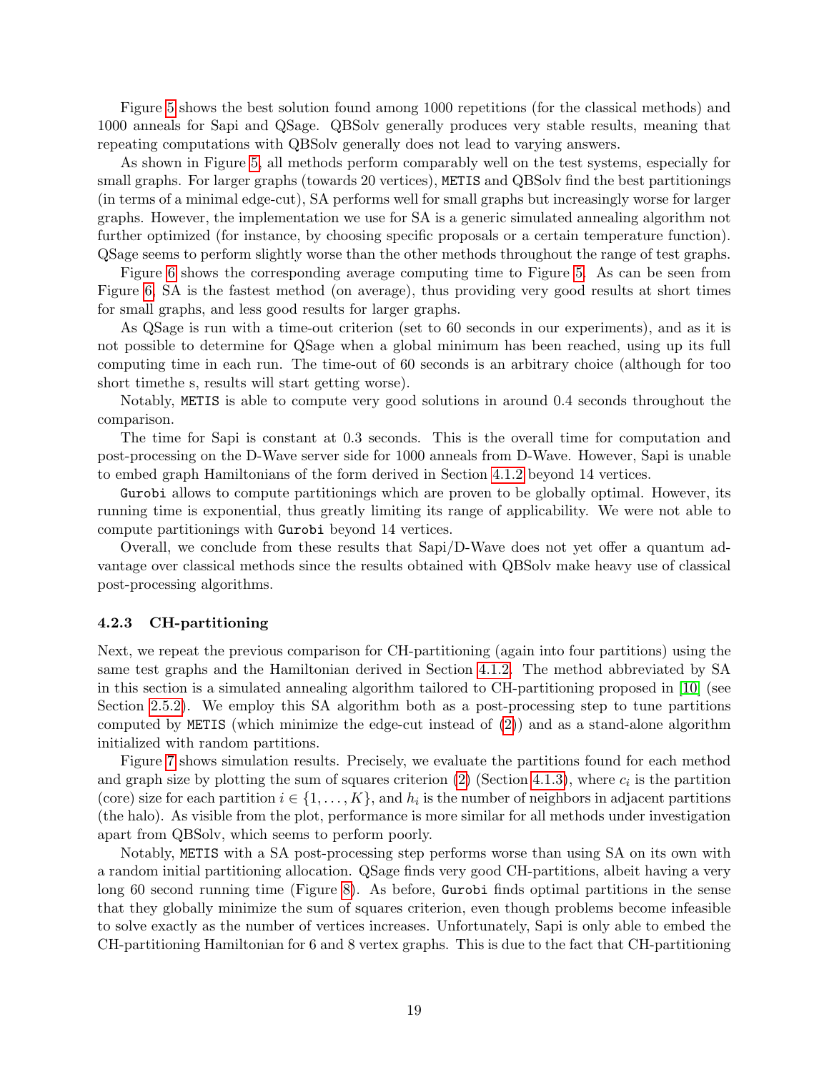Figure 5 shows the best solution found among 1000 repetitions (for the classical methods) and 1000 anneals for Sapi and QSage. QBSolv generally produces very stable results, meaning that repeating computations with QBSolv generally does not lead to varying answers.

As shown in Figure 5, all methods perform comparably well on the test systems, especially for small graphs. For larger graphs (towards 20 vertices), `METIS` and QBSolv find the best partitionings (in terms of a minimal edge-cut), SA performs well for small graphs but increasingly worse for larger graphs. However, the implementation we use for SA is a generic simulated annealing algorithm not further optimized (for instance, by choosing specific proposals or a certain temperature function). QSage seems to perform slightly worse than the other methods throughout the range of test graphs.

Figure 6 shows the corresponding average computing time to Figure 5. As can be seen from Figure 6, SA is the fastest method (on average), thus providing very good results at short times for small graphs, and less good results for larger graphs.

As QSage is run with a time-out criterion (set to 60 seconds in our experiments), and as it is not possible to determine for QSage when a global minimum has been reached, using up its full computing time in each run. The time-out of 60 seconds is an arbitrary choice (although for too short timethe s, results will start getting worse).

Notably, `METIS` is able to compute very good solutions in around 0.4 seconds throughout the comparison.

The time for Sapi is constant at 0.3 seconds. This is the overall time for computation and post-processing on the D-Wave server side for 1000 anneals from D-Wave. However, Sapi is unable to embed graph Hamiltonians of the form derived in Section 4.1.2 beyond 14 vertices.

`Gurobi` allows to compute partitionings which are proven to be globally optimal. However, its running time is exponential, thus greatly limiting its range of applicability. We were not able to compute partitionings with `Gurobi` beyond 14 vertices.

Overall, we conclude from these results that Sapi/D-Wave does not yet offer a quantum advantage over classical methods since the results obtained with QBSolv make heavy use of classical post-processing algorithms.

### 4.2.3 CH-partitioning

Next, we repeat the previous comparison for CH-partitioning (again into four partitions) using the same test graphs and the Hamiltonian derived in Section 4.1.2. The method abbreviated by SA in this section is a simulated annealing algorithm tailored to CH-partitioning proposed in [10] (see Section 2.5.2). We employ this SA algorithm both as a post-processing step to tune partitions computed by `METIS` (which minimize the edge-cut instead of (2)) and as a stand-alone algorithm initialized with random partitions.

Figure 7 shows simulation results. Precisely, we evaluate the partitions found for each method and graph size by plotting the sum of squares criterion (2) (Section 4.1.3), where $c_i$ is the partition (core) size for each partition $i \in \{1, \dots, K\}$, and $h_i$ is the number of neighbors in adjacent partitions (the halo). As visible from the plot, performance is more similar for all methods under investigation apart from QBSolv, which seems to perform poorly.

Notably, `METIS` with a SA post-processing step performs worse than using SA on its own with a random initial partitioning allocation. QSage finds very good CH-partitions, albeit having a very long 60 second running time (Figure 8). As before, `Gurobi` finds optimal partitions in the sense that they globally minimize the sum of squares criterion, even though problems become infeasible to solve exactly as the number of vertices increases. Unfortunately, Sapi is only able to embed the CH-partitioning Hamiltonian for 6 and 8 vertex graphs. This is due to the fact that CH-partitioning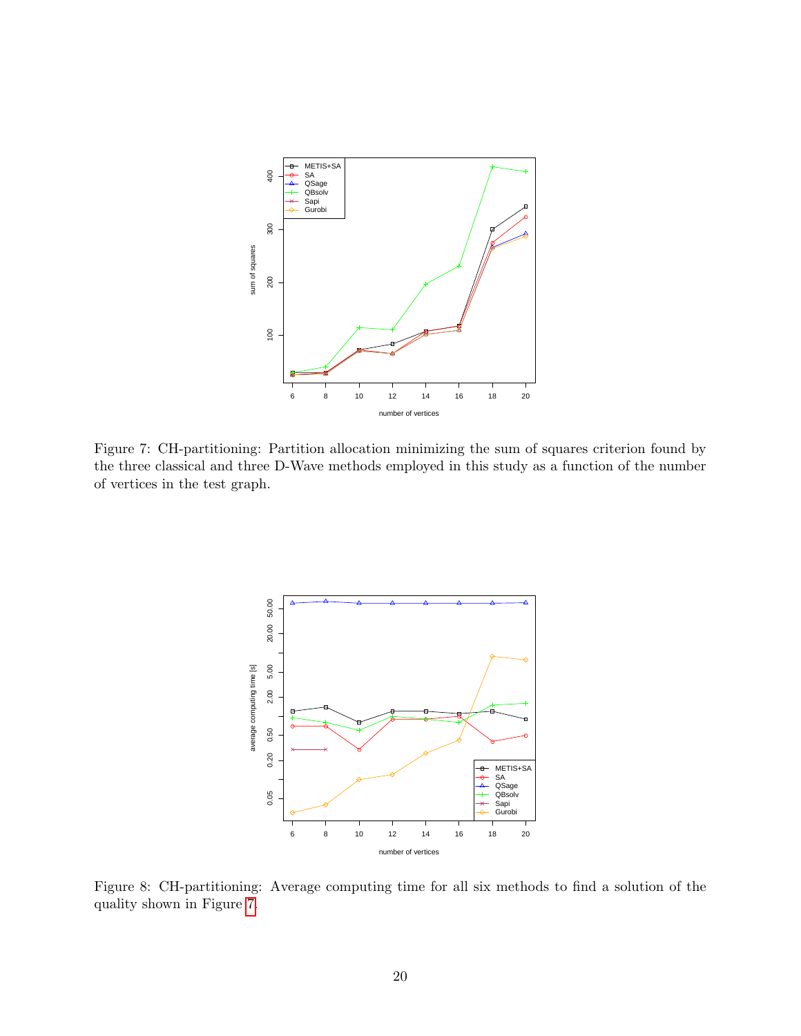Figure 7: CH-partitioning: Partition allocation minimizing the sum of squares criterion found by the three classical and three D-Wave methods employed in this study as a function of the number of vertices in the test graph.

Figure 8: CH-partitioning: Average computing time for all six methods to find a solution of the quality shown in Figure 7.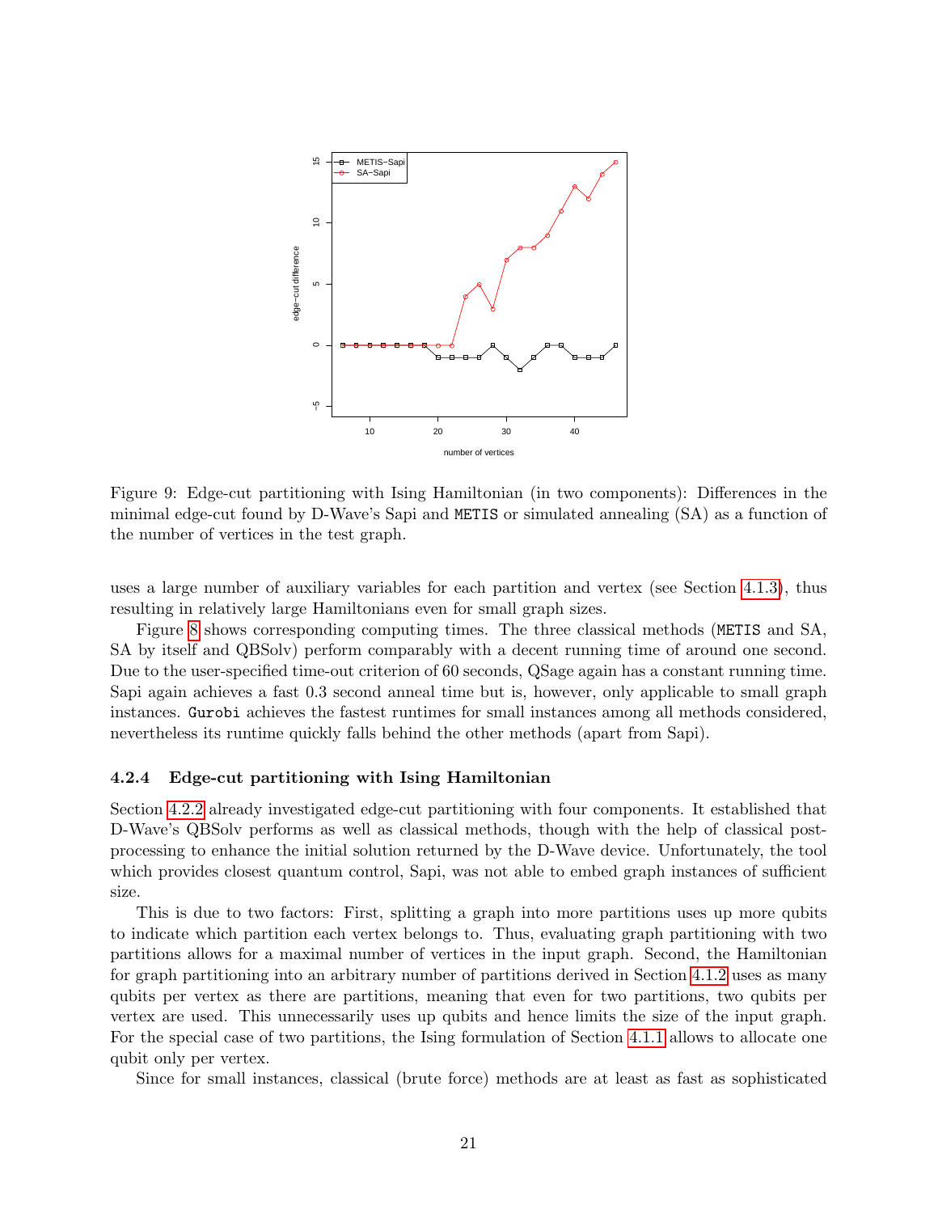Figure 9: Edge-cut partitioning with Ising Hamiltonian (in two components): Differences in the minimal edge-cut found by D-Wave's Sapi and `METIS` or simulated annealing (SA) as a function of the number of vertices in the test graph.

uses a large number of auxiliary variables for each partition and vertex (see Section 4.1.3), thus resulting in relatively large Hamiltonians even for small graph sizes.

Figure 8 shows corresponding computing times. The three classical methods (`METIS` and SA, SA by itself and QBSolv) perform comparably with a decent running time of around one second. Due to the user-specified time-out criterion of 60 seconds, QSage again has a constant running time. Sapi again achieves a fast 0.3 second anneal time but is, however, only applicable to small graph instances. `Gurobi` achieves the fastest runtimes for small instances among all methods considered, nevertheless its runtime quickly falls behind the other methods (apart from Sapi).

### 4.2.4 Edge-cut partitioning with Ising Hamiltonian

Section 4.2.2 already investigated edge-cut partitioning with four components. It established that D-Wave's QBSolv performs as well as classical methods, though with the help of classical post-processing to enhance the initial solution returned by the D-Wave device. Unfortunately, the tool which provides closest quantum control, Sapi, was not able to embed graph instances of sufficient size.

This is due to two factors: First, splitting a graph into more partitions uses up more qubits to indicate which partition each vertex belongs to. Thus, evaluating graph partitioning with two partitions allows for a maximal number of vertices in the input graph. Second, the Hamiltonian for graph partitioning into an arbitrary number of partitions derived in Section 4.1.2 uses as many qubits per vertex as there are partitions, meaning that even for two partitions, two qubits per vertex are used. This unnecessarily uses up qubits and hence limits the size of the input graph. For the special case of two partitions, the Ising formulation of Section 4.1.1 allows to allocate one qubit only per vertex.

Since for small instances, classical (brute force) methods are at least as fast as sophisticated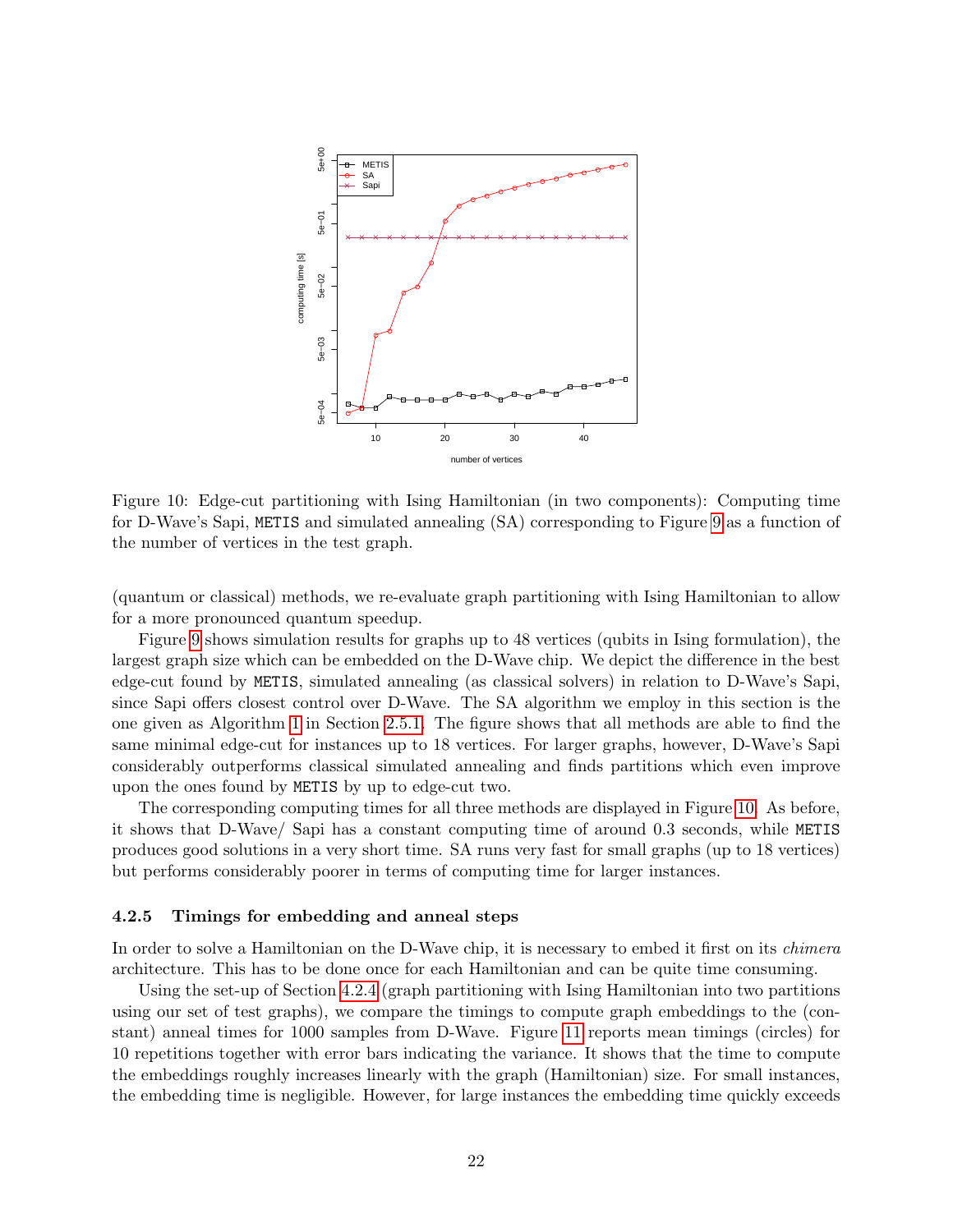Figure 10: Edge-cut partitioning with Ising Hamiltonian (in two components): Computing time for D-Wave's Sapi, `METIS` and simulated annealing (SA) corresponding to Figure 9 as a function of the number of vertices in the test graph.

(quantum or classical) methods, we re-evaluate graph partitioning with Ising Hamiltonian to allow for a more pronounced quantum speedup.

Figure 9 shows simulation results for graphs up to 48 vertices (qubits in Ising formulation), the largest graph size which can be embedded on the D-Wave chip. We depict the difference in the best edge-cut found by `METIS`, simulated annealing (as classical solvers) in relation to D-Wave's Sapi, since Sapi offers closest control over D-Wave. The SA algorithm we employ in this section is the one given as Algorithm 1 in Section 2.5.1. The figure shows that all methods are able to find the same minimal edge-cut for instances up to 18 vertices. For larger graphs, however, D-Wave's Sapi considerably outperforms classical simulated annealing and finds partitions which even improve upon the ones found by `METIS` by up to edge-cut two.

The corresponding computing times for all three methods are displayed in Figure 10. As before, it shows that D-Wave/ Sapi has a constant computing time of around 0.3 seconds, while `METIS` produces good solutions in a very short time. SA runs very fast for small graphs (up to 18 vertices) but performs considerably poorer in terms of computing time for larger instances.

#### 4.2.5 Timings for embedding and anneal steps

In order to solve a Hamiltonian on the D-Wave chip, it is necessary to embed it first on its *chimera* architecture. This has to be done once for each Hamiltonian and can be quite time consuming.

Using the set-up of Section 4.2.4 (graph partitioning with Ising Hamiltonian into two partitions using our set of test graphs), we compare the timings to compute graph embeddings to the (constant) anneal times for 1000 samples from D-Wave. Figure 11 reports mean timings (circles) for 10 repetitions together with error bars indicating the variance. It shows that the time to compute the embeddings roughly increases linearly with the graph (Hamiltonian) size. For small instances, the embedding time is negligible. However, for large instances the embedding time quickly exceeds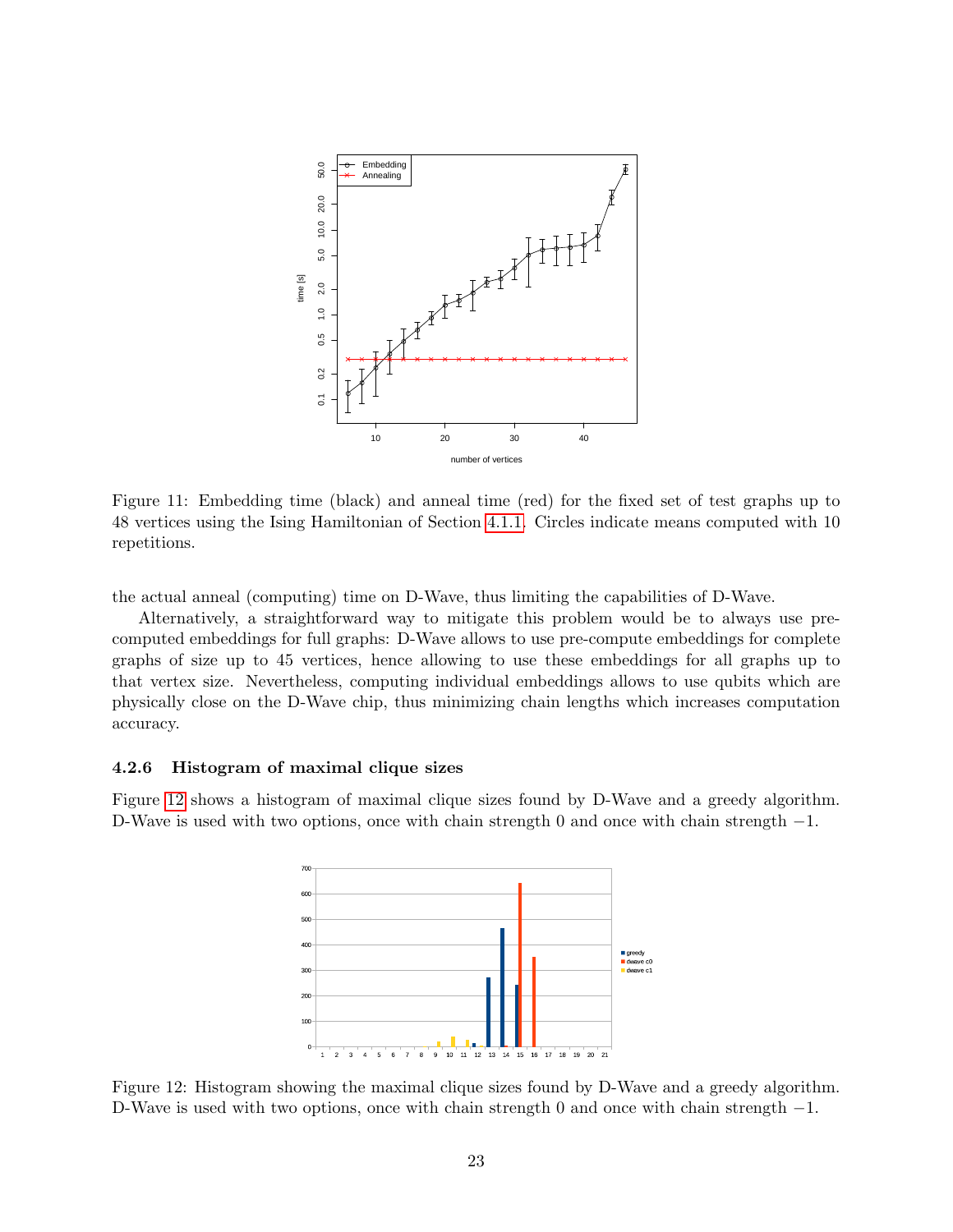Figure 11: Embedding time (black) and anneal time (red) for the fixed set of test graphs up to 48 vertices using the Ising Hamiltonian of Section 4.1.1. Circles indicate means computed with 10 repetitions.

the actual anneal (computing) time on D-Wave, thus limiting the capabilities of D-Wave.

Alternatively, a straightforward way to mitigate this problem would be to always use pre-computed embeddings for full graphs: D-Wave allows to use pre-compute embeddings for complete graphs of size up to 45 vertices, hence allowing to use these embeddings for all graphs up to that vertex size. Nevertheless, computing individual embeddings allows to use qubits which are physically close on the D-Wave chip, thus minimizing chain lengths which increases computation accuracy.

### 4.2.6 Histogram of maximal clique sizes

Figure 12 shows a histogram of maximal clique sizes found by D-Wave and a greedy algorithm. D-Wave is used with two options, once with chain strength 0 and once with chain strength $-1$.

Figure 12: Histogram showing the maximal clique sizes found by D-Wave and a greedy algorithm. D-Wave is used with two options, once with chain strength 0 and once with chain strength $-1$.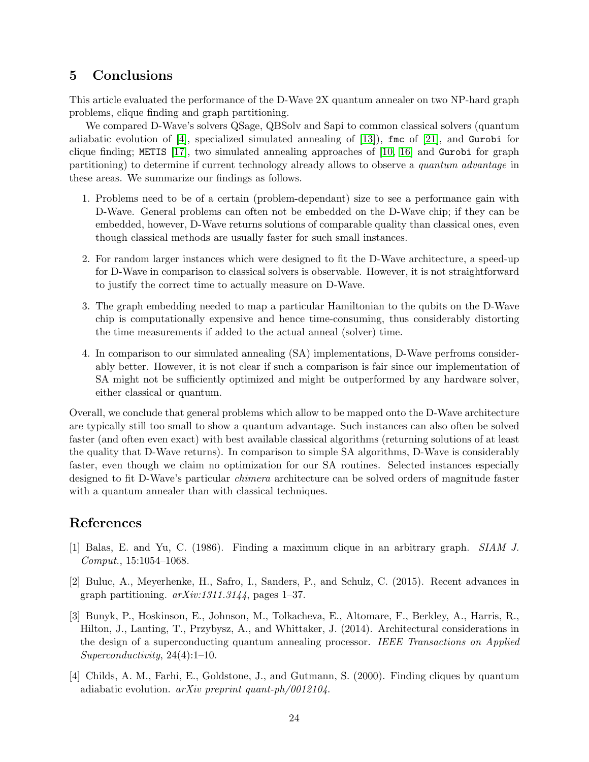## 5 Conclusions

This article evaluated the performance of the D-Wave 2X quantum annealer on two NP-hard graph problems, clique finding and graph partitioning.

We compared D-Wave's solvers QSage, QBSolv and Sapi to common classical solvers (quantum adiabatic evolution of [4], specialized simulated annealing of [13]), `fmc` of [21], and `Gurobi` for clique finding; `METIS` [17], two simulated annealing approaches of [10, 16] and `Gurobi` for graph partitioning) to determine if current technology already allows to observe a *quantum advantage* in these areas. We summarize our findings as follows.

1. Problems need to be of a certain (problem-dependant) size to see a performance gain with D-Wave. General problems can often not be embedded on the D-Wave chip; if they can be embedded, however, D-Wave returns solutions of comparable quality than classical ones, even though classical methods are usually faster for such small instances.
2. For random larger instances which were designed to fit the D-Wave architecture, a speed-up for D-Wave in comparison to classical solvers is observable. However, it is not straightforward to justify the correct time to actually measure on D-Wave.
3. The graph embedding needed to map a particular Hamiltonian to the qubits on the D-Wave chip is computationally expensive and hence time-consuming, thus considerably distorting the time measurements if added to the actual anneal (solver) time.
4. In comparison to our simulated annealing (SA) implementations, D-Wave perfroms considerably better. However, it is not clear if such a comparison is fair since our implementation of SA might not be sufficiently optimized and might be outperformed by any hardware solver, either classical or quantum.

Overall, we conclude that general problems which allow to be mapped onto the D-Wave architecture are typically still too small to show a quantum advantage. Such instances can also often be solved faster (and often even exact) with best available classical algorithms (returning solutions of at least the quality that D-Wave returns). In comparison to simple SA algorithms, D-Wave is considerably faster, even though we claim no optimization for our SA routines. Selected instances especially designed to fit D-Wave's particular *chimera* architecture can be solved orders of magnitude faster with a quantum annealer than with classical techniques.

## References

[1] Balas, E. and Yu, C. (1986). Finding a maximum clique in an arbitrary graph. *SIAM J. Comput.*, 15:1054–1068.

[2] Buluc, A., Meyerhenke, H., Safro, I., Sanders, P., and Schulz, C. (2015). Recent advances in graph partitioning. *arXiv:1311.3144*, pages 1–37.

[3] Bunyk, P., Hoskinson, E., Johnson, M., Tolkacheva, E., Altomare, F., Berkley, A., Harris, R., Hilton, J., Lanting, T., Przybysz, A., and Whittaker, J. (2014). Architectural considerations in the design of a superconducting quantum annealing processor. *IEEE Transactions on Applied Superconductivity*, 24(4):1–10.

[4] Childs, A. M., Farhi, E., Goldstone, J., and Gutmann, S. (2000). Finding cliques by quantum adiabatic evolution. *arXiv preprint quant-ph/0012104*.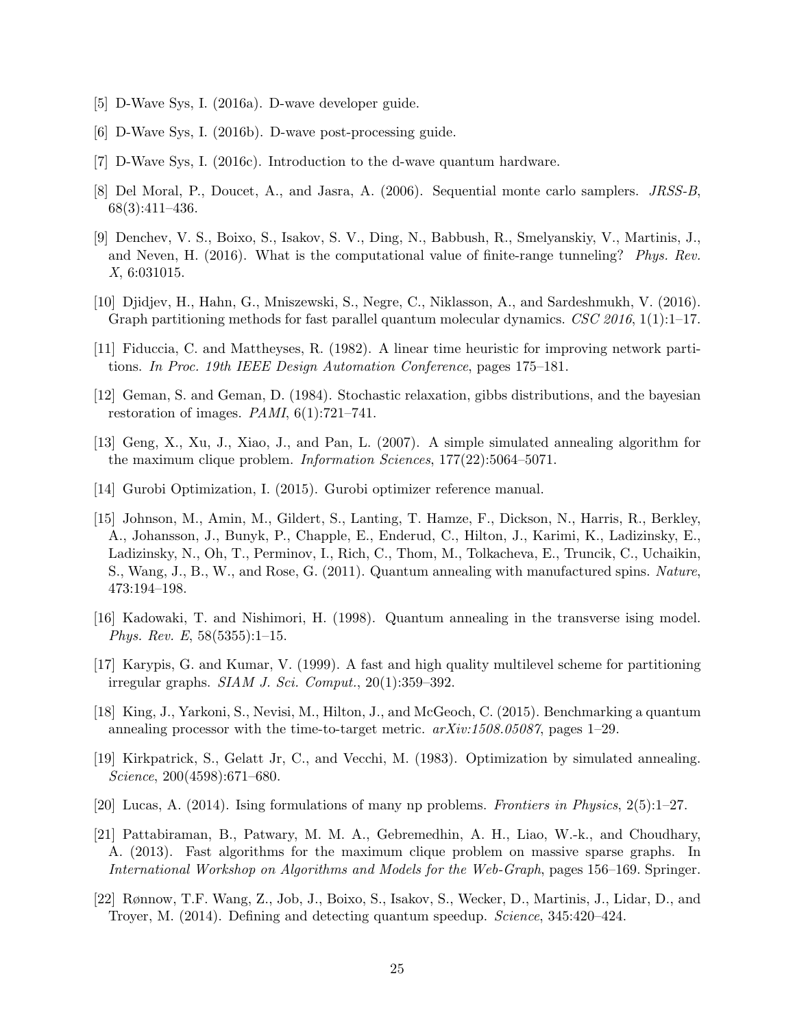[5] D-Wave Sys, I. (2016a). D-wave developer guide.

[6] D-Wave Sys, I. (2016b). D-wave post-processing guide.

[7] D-Wave Sys, I. (2016c). Introduction to the d-wave quantum hardware.

[8] Del Moral, P., Doucet, A., and Jasra, A. (2006). Sequential monte carlo samplers. *JRSS-B*, 68(3):411–436.

[9] Denchev, V. S., Boixo, S., Isakov, S. V., Ding, N., Babbush, R., Smelyanskiy, V., Martinis, J., and Neven, H. (2016). What is the computational value of finite-range tunneling? *Phys. Rev. X*, 6:031015.

[10] Djidjev, H., Hahn, G., Mniszewski, S., Negre, C., Niklasson, A., and Sardeshmukh, V. (2016). Graph partitioning methods for fast parallel quantum molecular dynamics. *CSC 2016*, 1(1):1–17.

[11] Fiduccia, C. and Mattheyses, R. (1982). A linear time heuristic for improving network partitions. *In Proc. 19th IEEE Design Automation Conference*, pages 175–181.

[12] Geman, S. and Geman, D. (1984). Stochastic relaxation, gibbs distributions, and the bayesian restoration of images. *PAMI*, 6(1):721–741.

[13] Geng, X., Xu, J., Xiao, J., and Pan, L. (2007). A simple simulated annealing algorithm for the maximum clique problem. *Information Sciences*, 177(22):5064–5071.

[14] Gurobi Optimization, I. (2015). Gurobi optimizer reference manual.

[15] Johnson, M., Amin, M., Gildert, S., Lanting, T. Hamze, F., Dickson, N., Harris, R., Berkley, A., Johansson, J., Bunyk, P., Chapple, E., Enderud, C., Hilton, J., Karimi, K., Ladizinsky, E., Ladizinsky, N., Oh, T., Perminov, I., Rich, C., Thom, M., Tolkacheva, E., Truncik, C., Uchaikin, S., Wang, J., B., W., and Rose, G. (2011). Quantum annealing with manufactured spins. *Nature*, 473:194–198.

[16] Kadowaki, T. and Nishimori, H. (1998). Quantum annealing in the transverse ising model. *Phys. Rev. E*, 58(5355):1–15.

[17] Karypis, G. and Kumar, V. (1999). A fast and high quality multilevel scheme for partitioning irregular graphs. *SIAM J. Sci. Comput.*, 20(1):359–392.

[18] King, J., Yarkoni, S., Nevisi, M., Hilton, J., and McGeoch, C. (2015). Benchmarking a quantum annealing processor with the time-to-target metric. *arXiv:1508.05087*, pages 1–29.

[19] Kirkpatrick, S., Gelatt Jr, C., and Vecchi, M. (1983). Optimization by simulated annealing. *Science*, 200(4598):671–680.

[20] Lucas, A. (2014). Ising formulations of many np problems. *Frontiers in Physics*, 2(5):1–27.

[21] Pattabiraman, B., Patwary, M. M. A., Gebremedhin, A. H., Liao, W.-k., and Choudhary, A. (2013). Fast algorithms for the maximum clique problem on massive sparse graphs. In *International Workshop on Algorithms and Models for the Web-Graph*, pages 156–169. Springer.

[22] Rønnow, T.F. Wang, Z., Job, J., Boixo, S., Isakov, S., Wecker, D., Martinis, J., Lidar, D., and Troyer, M. (2014). Defining and detecting quantum speedup. *Science*, 345:420–424.